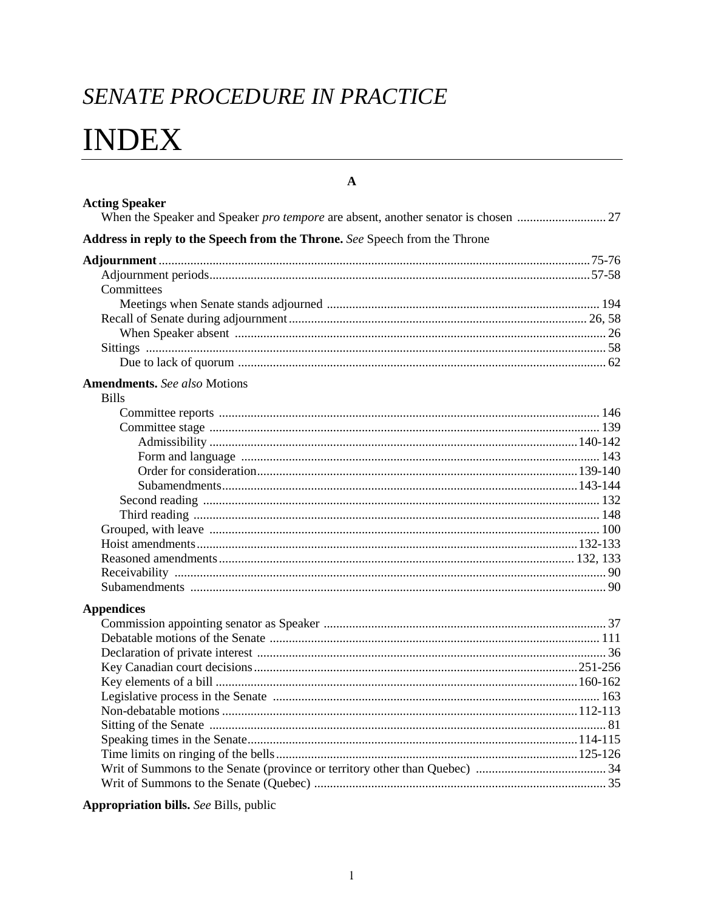# *SENATE PROCEDURE IN PRACTICE*

# INDEX

## A

**Acting Speaker**
- When the Speaker and Speaker *pro tempore* are absent, another senator is chosen ... 27

**Address in reply to the Speech from the Throne.** *See* Speech from the Throne

**Adjournment** ... 75-76
- Adjournment periods ... 57-58
- Committees
  - Meetings when Senate stands adjourned ... 194
- Recall of Senate during adjournment ... 26, 58
  - When Speaker absent ... 26
- Sittings ... 58
  - Due to lack of quorum ... 62

**Amendments.** *See also* Motions
- Bills
  - Committee reports ... 146
  - Committee stage ... 139
    - Admissibility ... 140-142
    - Form and language ... 143
    - Order for consideration ... 139-140
    - Subamendments ... 143-144
  - Second reading ... 132
  - Third reading ... 148
- Grouped, with leave ... 100
- Hoist amendments ... 132-133
- Reasoned amendments ... 132, 133
- Receivability ... 90
- Subamendments ... 90

**Appendices**
- Commission appointing senator as Speaker ... 37
- Debatable motions of the Senate ... 111
- Declaration of private interest ... 36
- Key Canadian court decisions ... 251-256
- Key elements of a bill ... 160-162
- Legislative process in the Senate ... 163
- Non-debatable motions ... 112-113
- Sitting of the Senate ... 81
- Speaking times in the Senate ... 114-115
- Time limits on ringing of the bells ... 125-126
- Writ of Summons to the Senate (province or territory other than Quebec) ... 34
- Writ of Summons to the Senate (Quebec) ... 35

**Appropriation bills.** *See* Bills, public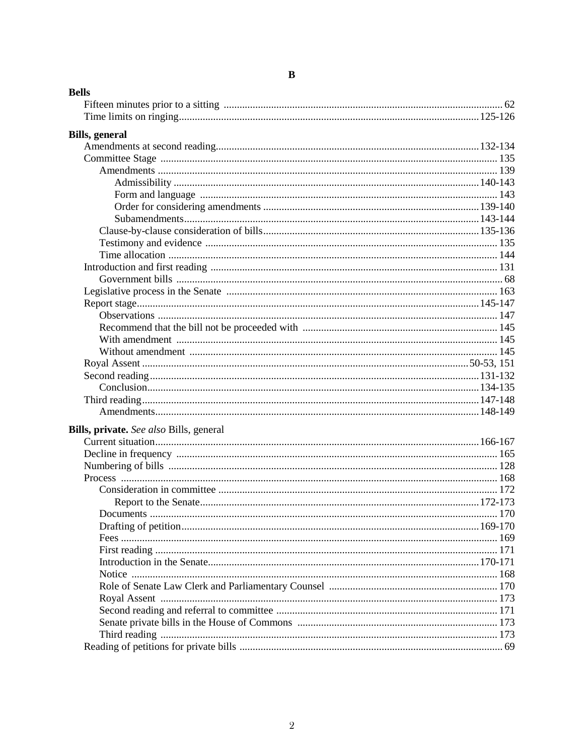## B

**Bells**

- Fifteen minutes prior to a sitting ... 62
- Time limits on ringing ... 125-126

**Bills, general**

- Amendments at second reading ... 132-134
- Committee Stage ... 135
  - Amendments ... 139
    - Admissibility ... 140-143
    - Form and language ... 143
    - Order for considering amendments ... 139-140
    - Subamendments ... 143-144
  - Clause-by-clause consideration of bills ... 135-136
  - Testimony and evidence ... 135
  - Time allocation ... 144
- Introduction and first reading ... 131
  - Government bills ... 68
- Legislative process in the Senate ... 163
- Report stage ... 145-147
  - Observations ... 147
  - Recommend that the bill not be proceeded with ... 145
  - With amendment ... 145
  - Without amendment ... 145
- Royal Assent ... 50-53, 151
- Second reading ... 131-132
  - Conclusion ... 134-135
- Third reading ... 147-148
  - Amendments ... 148-149

**Bills, private.** *See also* Bills, general

- Current situation ... 166-167
- Decline in frequency ... 165
- Numbering of bills ... 128
- Process ... 168
  - Consideration in committee ... 172
    - Report to the Senate ... 172-173
  - Documents ... 170
  - Drafting of petition ... 169-170
  - Fees ... 169
  - First reading ... 171
  - Introduction in the Senate ... 170-171
  - Notice ... 168
  - Role of Senate Law Clerk and Parliamentary Counsel ... 170
  - Royal Assent ... 173
  - Second reading and referral to committee ... 171
  - Senate private bills in the House of Commons ... 173
  - Third reading ... 173
- Reading of petitions for private bills ... 69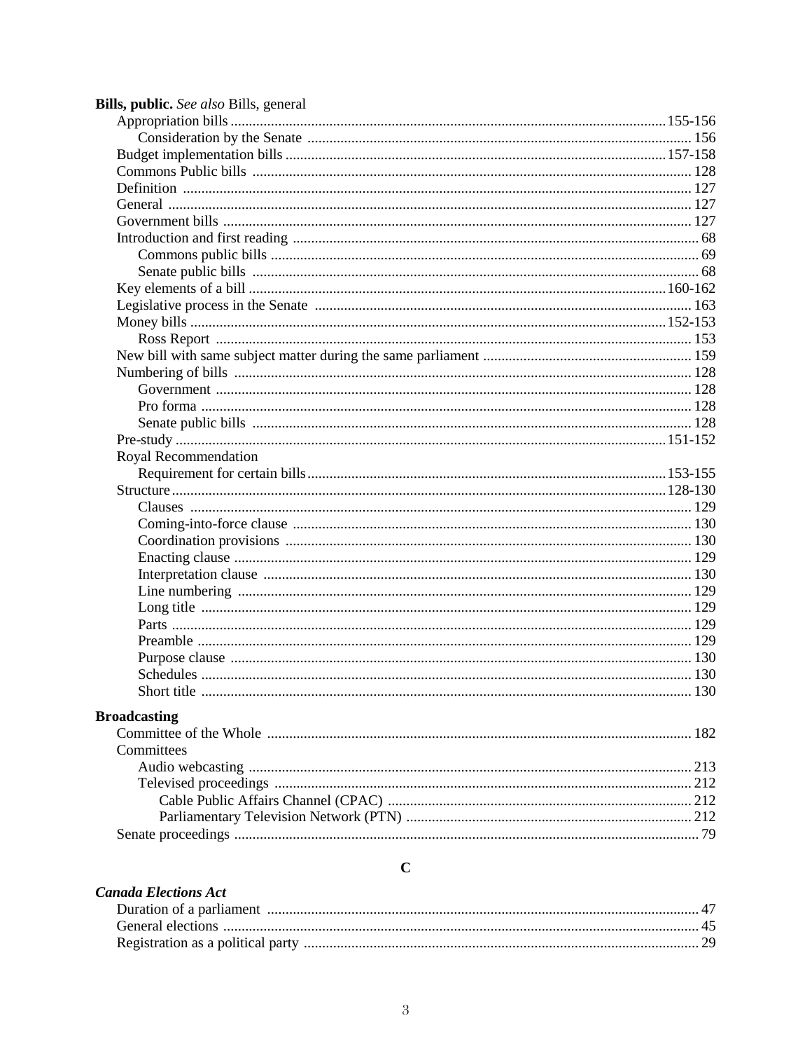**Bills, public.** *See also* Bills, general

- Appropriation bills ... 155-156
  - Consideration by the Senate ... 156
- Budget implementation bills ... 157-158
- Commons Public bills ... 128
- Definition ... 127
- General ... 127
- Government bills ... 127
- Introduction and first reading ... 68
  - Commons public bills ... 69
  - Senate public bills ... 68
- Key elements of a bill ... 160-162
- Legislative process in the Senate ... 163
- Money bills ... 152-153
  - Ross Report ... 153
- New bill with same subject matter during the same parliament ... 159
- Numbering of bills ... 128
  - Government ... 128
  - Pro forma ... 128
  - Senate public bills ... 128
- Pre-study ... 151-152
- Royal Recommendation
  - Requirement for certain bills ... 153-155
- Structure ... 128-130
  - Clauses ... 129
  - Coming-into-force clause ... 130
  - Coordination provisions ... 130
  - Enacting clause ... 129
  - Interpretation clause ... 130
  - Line numbering ... 129
  - Long title ... 129
  - Parts ... 129
  - Preamble ... 129
  - Purpose clause ... 130
  - Schedules ... 130
  - Short title ... 130

**Broadcasting**

- Committee of the Whole ... 182
- Committees
  - Audio webcasting ... 213
  - Televised proceedings ... 212
    - Cable Public Affairs Channel (CPAC) ... 212
    - Parliamentary Television Network (PTN) ... 212
- Senate proceedings ... 79

## C

***Canada Elections Act***

- Duration of a parliament ... 47
- General elections ... 45
- Registration as a political party ... 29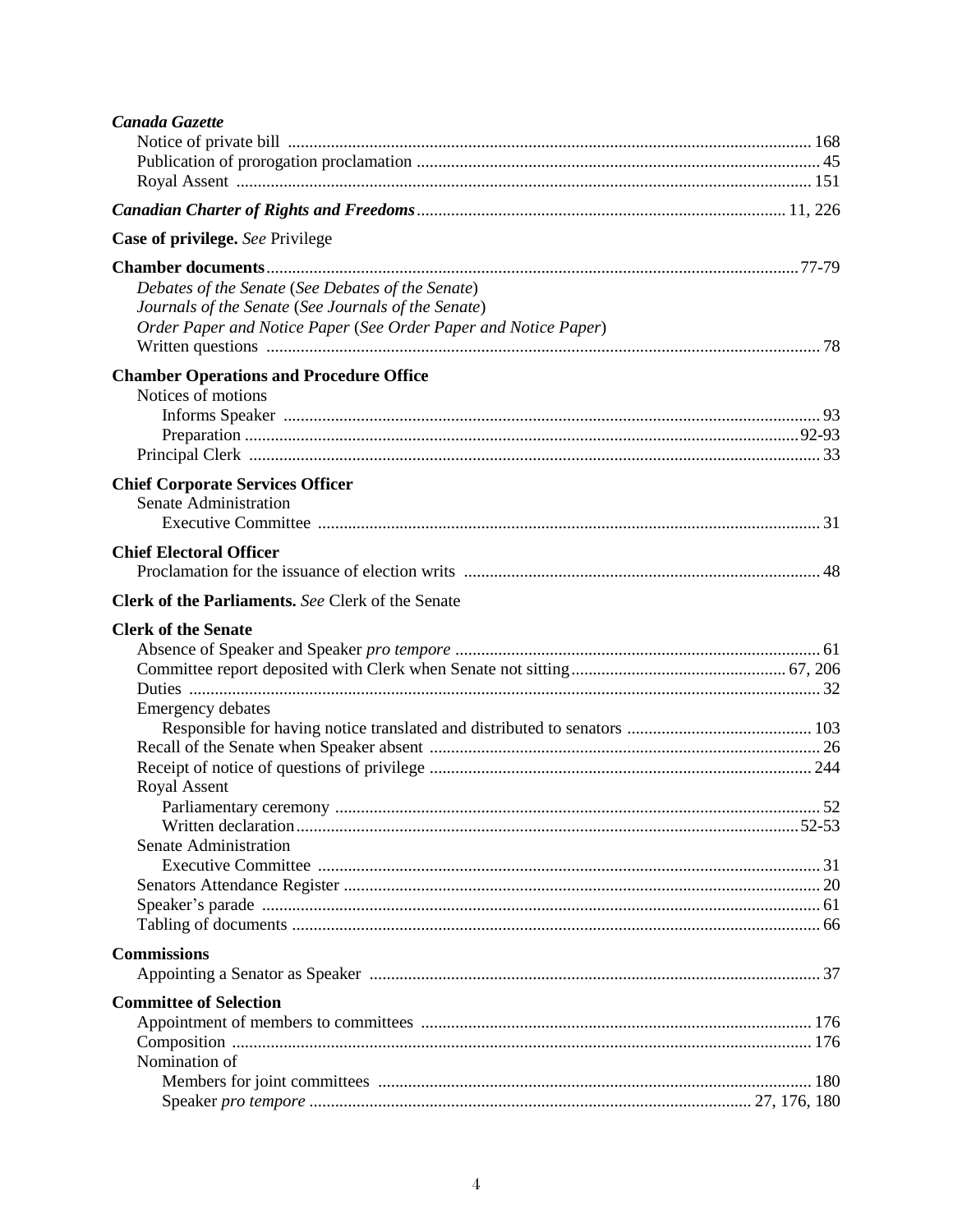***Canada Gazette***

Notice of private bill ... 168
Publication of prorogation proclamation ... 45
Royal Assent ... 151

***Canadian Charter of Rights and Freedoms*** ... 11, 226

**Case of privilege.** *See* Privilege

**Chamber documents** ... 77-79

*Debates of the Senate* (*See Debates of the Senate*)
*Journals of the Senate* (*See Journals of the Senate*)
*Order Paper and Notice Paper* (*See Order Paper and Notice Paper*)
Written questions ... 78

**Chamber Operations and Procedure Office**

Notices of motions
- Informs Speaker ... 93
- Preparation ... 92-93

Principal Clerk ... 33

**Chief Corporate Services Officer**

Senate Administration
- Executive Committee ... 31

**Chief Electoral Officer**

Proclamation for the issuance of election writs ... 48

**Clerk of the Parliaments.** *See* Clerk of the Senate

**Clerk of the Senate**

Absence of Speaker and Speaker *pro tempore* ... 61
Committee report deposited with Clerk when Senate not sitting ... 67, 206
Duties ... 32
Emergency debates
- Responsible for having notice translated and distributed to senators ... 103

Recall of the Senate when Speaker absent ... 26
Receipt of notice of questions of privilege ... 244
Royal Assent
- Parliamentary ceremony ... 52
- Written declaration ... 52-53

Senate Administration
- Executive Committee ... 31

Senators Attendance Register ... 20
Speaker's parade ... 61
Tabling of documents ... 66

**Commissions**

Appointing a Senator as Speaker ... 37

**Committee of Selection**

Appointment of members to committees ... 176
Composition ... 176
Nomination of
- Members for joint committees ... 180
- Speaker *pro tempore* ... 27, 176, 180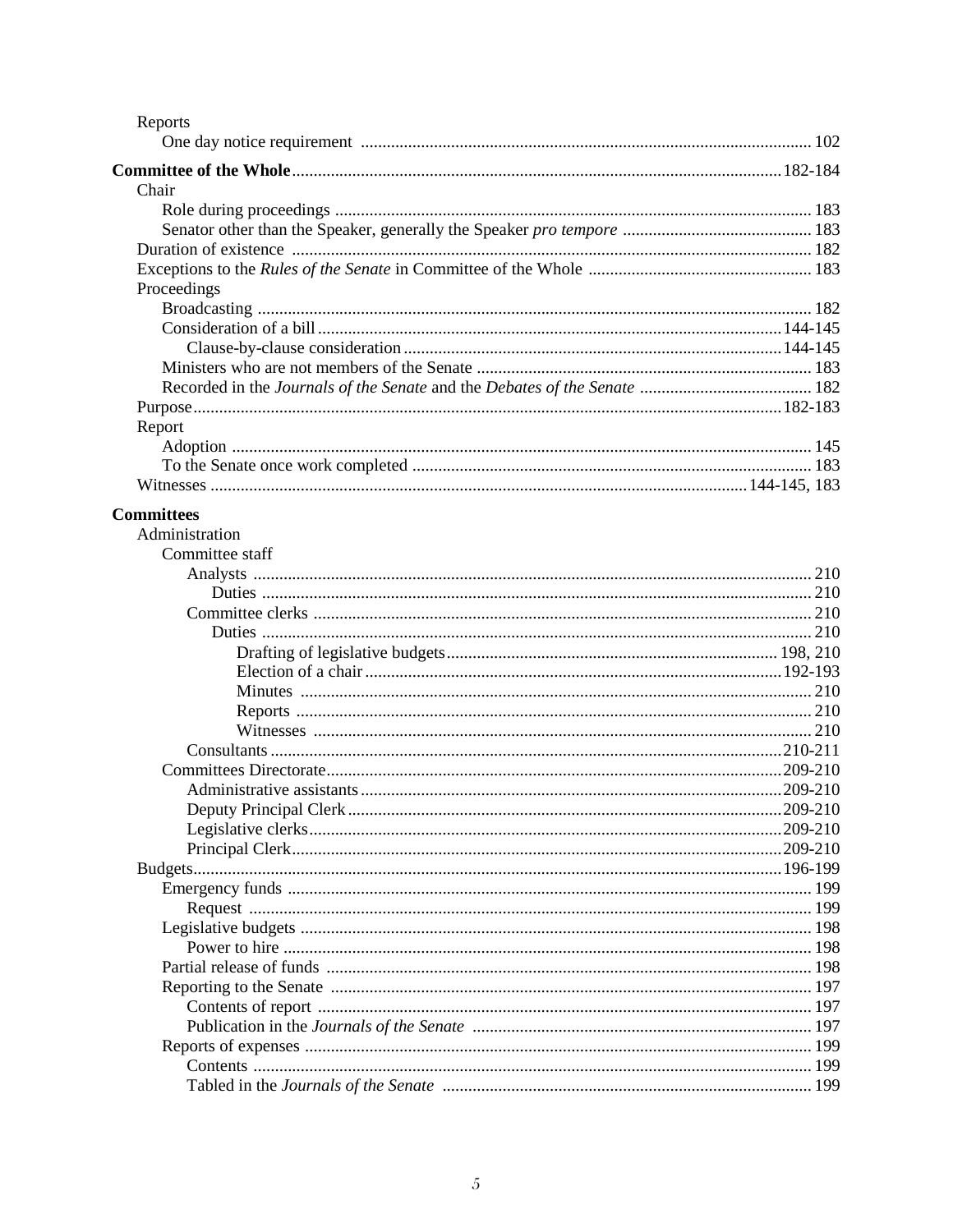Reports
- One day notice requirement ........ 102

**Committee of the Whole** ........ 182-184

- Chair
  - Role during proceedings ........ 183
  - Senator other than the Speaker, generally the Speaker *pro tempore* ........ 183
- Duration of existence ........ 182
- Exceptions to the *Rules of the Senate* in Committee of the Whole ........ 183
- Proceedings
  - Broadcasting ........ 182
  - Consideration of a bill ........ 144-145
    - Clause-by-clause consideration ........ 144-145
  - Ministers who are not members of the Senate ........ 183
  - Recorded in the *Journals of the Senate* and the *Debates of the Senate* ........ 182
- Purpose ........ 182-183
- Report
  - Adoption ........ 145
  - To the Senate once work completed ........ 183
- Witnesses ........ 144-145, 183

**Committees**

- Administration
  - Committee staff
    - Analysts ........ 210
      - Duties ........ 210
    - Committee clerks ........ 210
      - Duties ........ 210
        - Drafting of legislative budgets ........ 198, 210
        - Election of a chair ........ 192-193
        - Minutes ........ 210
        - Reports ........ 210
        - Witnesses ........ 210
    - Consultants ........ 210-211
  - Committees Directorate ........ 209-210
    - Administrative assistants ........ 209-210
    - Deputy Principal Clerk ........ 209-210
    - Legislative clerks ........ 209-210
    - Principal Clerk ........ 209-210
- Budgets ........ 196-199
  - Emergency funds ........ 199
    - Request ........ 199
  - Legislative budgets ........ 198
    - Power to hire ........ 198
  - Partial release of funds ........ 198
  - Reporting to the Senate ........ 197
    - Contents of report ........ 197
    - Publication in the *Journals of the Senate* ........ 197
  - Reports of expenses ........ 199
    - Contents ........ 199
    - Tabled in the *Journals of the Senate* ........ 199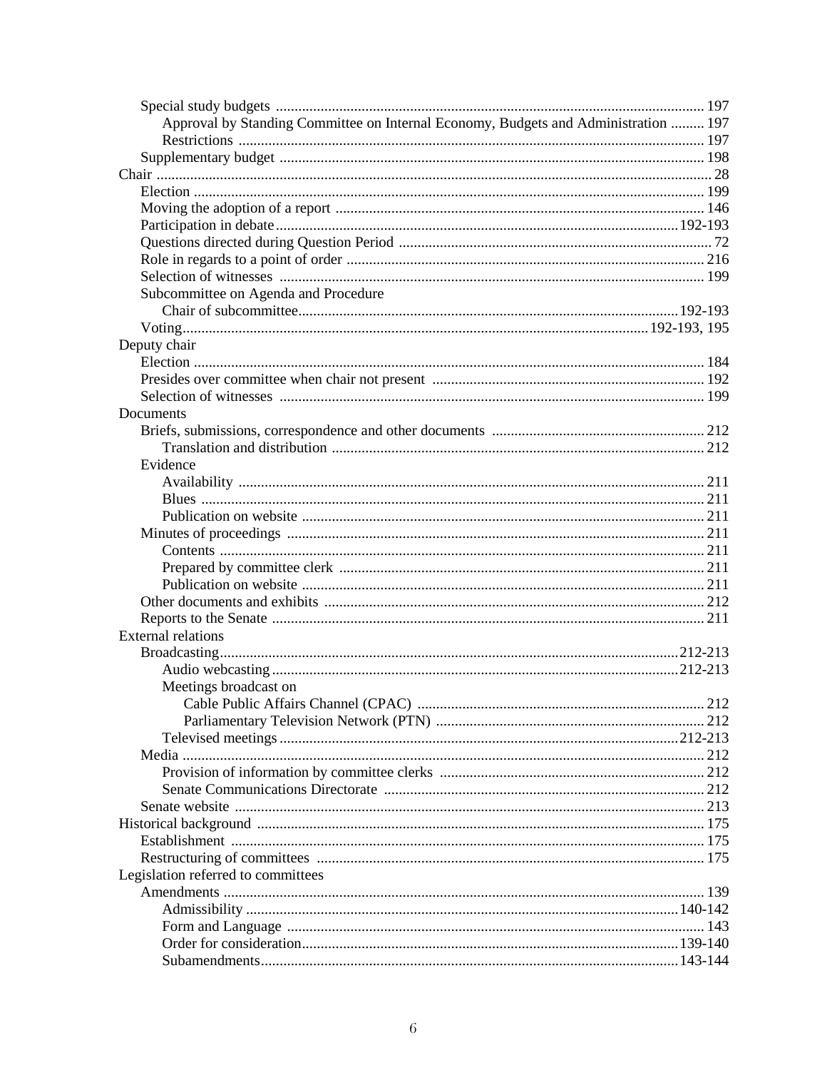- Special study budgets ... 197
  - Approval by Standing Committee on Internal Economy, Budgets and Administration ... 197
  - Restrictions ... 197
- Supplementary budget ... 198

Chair ... 28
- Election ... 199
- Moving the adoption of a report ... 146
- Participation in debate ... 192-193
- Questions directed during Question Period ... 72
- Role in regards to a point of order ... 216
- Selection of witnesses ... 199
- Subcommittee on Agenda and Procedure
  - Chair of subcommittee ... 192-193
- Voting ... 192-193, 195

Deputy chair
- Election ... 184
- Presides over committee when chair not present ... 192
- Selection of witnesses ... 199

Documents
- Briefs, submissions, correspondence and other documents ... 212
  - Translation and distribution ... 212
- Evidence
  - Availability ... 211
  - Blues ... 211
  - Publication on website ... 211
- Minutes of proceedings ... 211
  - Contents ... 211
  - Prepared by committee clerk ... 211
  - Publication on website ... 211
- Other documents and exhibits ... 212
- Reports to the Senate ... 211

External relations
- Broadcasting ... 212-213
  - Audio webcasting ... 212-213
  - Meetings broadcast on
    - Cable Public Affairs Channel (CPAC) ... 212
    - Parliamentary Television Network (PTN) ... 212
  - Televised meetings ... 212-213
- Media ... 212
  - Provision of information by committee clerks ... 212
  - Senate Communications Directorate ... 212
- Senate website ... 213

Historical background ... 175
- Establishment ... 175
- Restructuring of committees ... 175

Legislation referred to committees
- Amendments ... 139
  - Admissibility ... 140-142
  - Form and Language ... 143
  - Order for consideration ... 139-140
  - Subamendments ... 143-144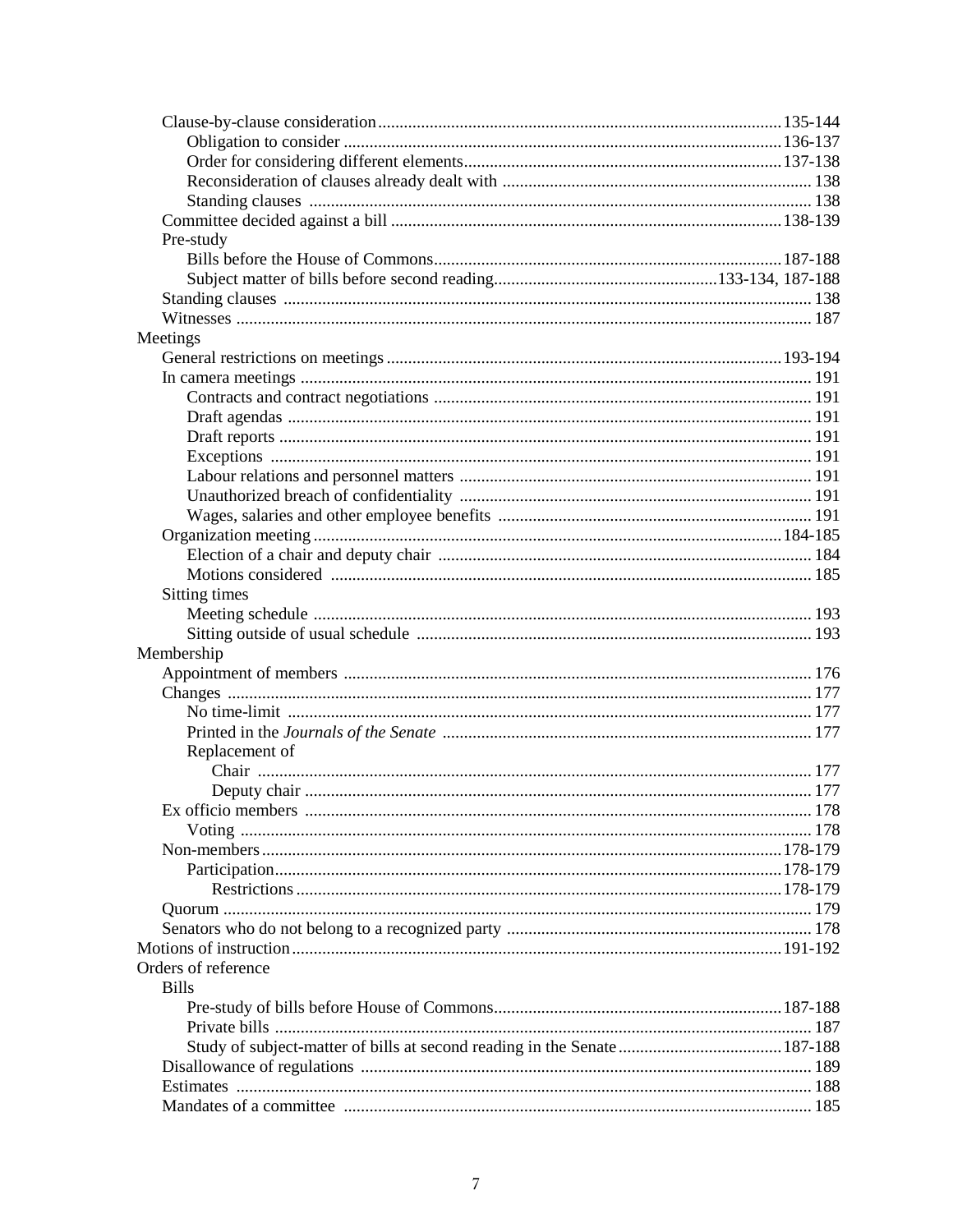- Clause-by-clause consideration ... 135-144
  - Obligation to consider ... 136-137
  - Order for considering different elements ... 137-138
  - Reconsideration of clauses already dealt with ... 138
  - Standing clauses ... 138
- Committee decided against a bill ... 138-139
- Pre-study
  - Bills before the House of Commons ... 187-188
  - Subject matter of bills before second reading ... 133-134, 187-188
- Standing clauses ... 138
- Witnesses ... 187

Meetings

- General restrictions on meetings ... 193-194
- In camera meetings ... 191
  - Contracts and contract negotiations ... 191
  - Draft agendas ... 191
  - Draft reports ... 191
  - Exceptions ... 191
  - Labour relations and personnel matters ... 191
  - Unauthorized breach of confidentiality ... 191
  - Wages, salaries and other employee benefits ... 191
- Organization meeting ... 184-185
  - Election of a chair and deputy chair ... 184
  - Motions considered ... 185
- Sitting times
  - Meeting schedule ... 193
  - Sitting outside of usual schedule ... 193

Membership

- Appointment of members ... 176
- Changes ... 177
  - No time-limit ... 177
  - Printed in the *Journals of the Senate* ... 177
  - Replacement of
    - Chair ... 177
    - Deputy chair ... 177
- Ex officio members ... 178
  - Voting ... 178
- Non-members ... 178-179
  - Participation ... 178-179
    - Restrictions ... 178-179
- Quorum ... 179
- Senators who do not belong to a recognized party ... 178

Motions of instruction ... 191-192

Orders of reference

- Bills
  - Pre-study of bills before House of Commons ... 187-188
  - Private bills ... 187
  - Study of subject-matter of bills at second reading in the Senate ... 187-188
- Disallowance of regulations ... 189
- Estimates ... 188
- Mandates of a committee ... 185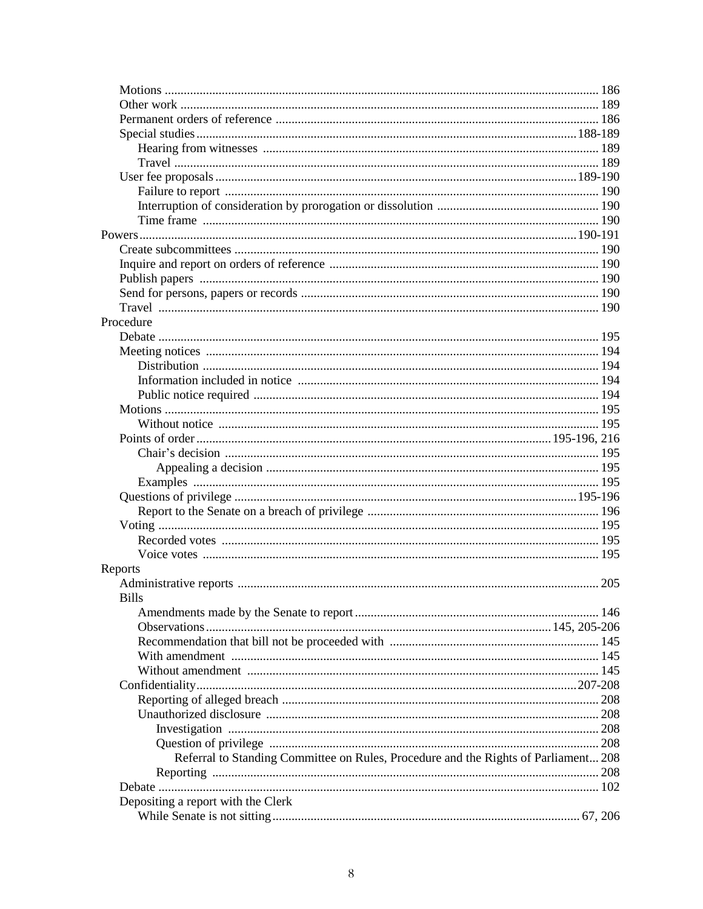- Motions ... 186
- Other work ... 189
- Permanent orders of reference ... 186
- Special studies ... 188-189
  - Hearing from witnesses ... 189
  - Travel ... 189
- User fee proposals ... 189-190
  - Failure to report ... 190
  - Interruption of consideration by prorogation or dissolution ... 190
  - Time frame ... 190

Powers ... 190-191

- Create subcommittees ... 190
- Inquire and report on orders of reference ... 190
- Publish papers ... 190
- Send for persons, papers or records ... 190
- Travel ... 190

Procedure

- Debate ... 195
- Meeting notices ... 194
  - Distribution ... 194
  - Information included in notice ... 194
  - Public notice required ... 194
- Motions ... 195
  - Without notice ... 195
- Points of order ... 195-196, 216
  - Chair's decision ... 195
    - Appealing a decision ... 195
  - Examples ... 195
- Questions of privilege ... 195-196
  - Report to the Senate on a breach of privilege ... 196
- Voting ... 195
  - Recorded votes ... 195
  - Voice votes ... 195

Reports

- Administrative reports ... 205
- Bills
  - Amendments made by the Senate to report ... 146
  - Observations ... 145, 205-206
  - Recommendation that bill not be proceeded with ... 145
  - With amendment ... 145
  - Without amendment ... 145
- Confidentiality ... 207-208
  - Reporting of alleged breach ... 208
  - Unauthorized disclosure ... 208
    - Investigation ... 208
    - Question of privilege ... 208
      - Referral to Standing Committee on Rules, Procedure and the Rights of Parliament ... 208
    - Reporting ... 208
- Debate ... 102
- Depositing a report with the Clerk
  - While Senate is not sitting ... 67, 206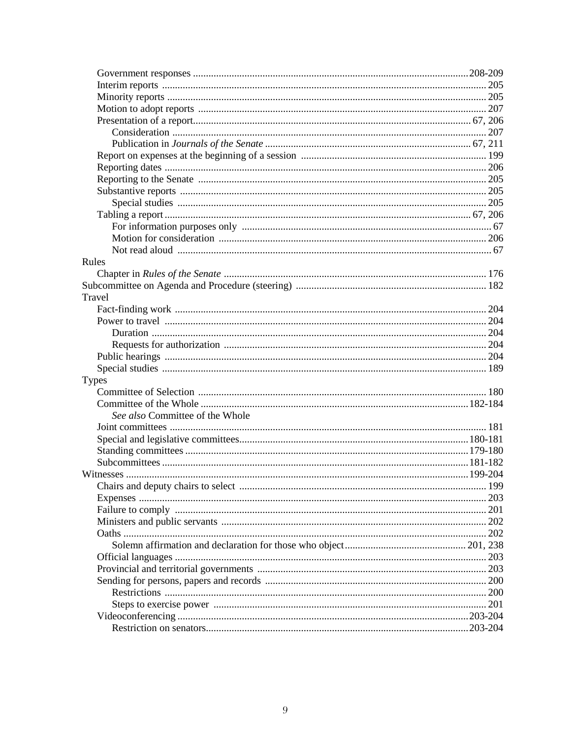- Government responses ... 208-209
- Interim reports ... 205
- Minority reports ... 205
- Motion to adopt reports ... 207
- Presentation of a report ... 67, 206
  - Consideration ... 207
  - Publication in *Journals of the Senate* ... 67, 211
- Report on expenses at the beginning of a session ... 199
- Reporting dates ... 206
- Reporting to the Senate ... 205
- Substantive reports ... 205
  - Special studies ... 205
- Tabling a report ... 67, 206
  - For information purposes only ... 67
  - Motion for consideration ... 206
  - Not read aloud ... 67

Rules
- Chapter in *Rules of the Senate* ... 176

Subcommittee on Agenda and Procedure (steering) ... 182

Travel
- Fact-finding work ... 204
- Power to travel ... 204
  - Duration ... 204
  - Requests for authorization ... 204
- Public hearings ... 204
- Special studies ... 189

Types
- Committee of Selection ... 180
- Committee of the Whole ... 182-184
  - *See also* Committee of the Whole
- Joint committees ... 181
- Special and legislative committees ... 180-181
- Standing committees ... 179-180
- Subcommittees ... 181-182

Witnesses ... 199-204
- Chairs and deputy chairs to select ... 199
- Expenses ... 203
- Failure to comply ... 201
- Ministers and public servants ... 202
- Oaths ... 202
  - Solemn affirmation and declaration for those who object ... 201, 238
- Official languages ... 203
- Provincial and territorial governments ... 203
- Sending for persons, papers and records ... 200
  - Restrictions ... 200
  - Steps to exercise power ... 201
- Videoconferencing ... 203-204
  - Restriction on senators ... 203-204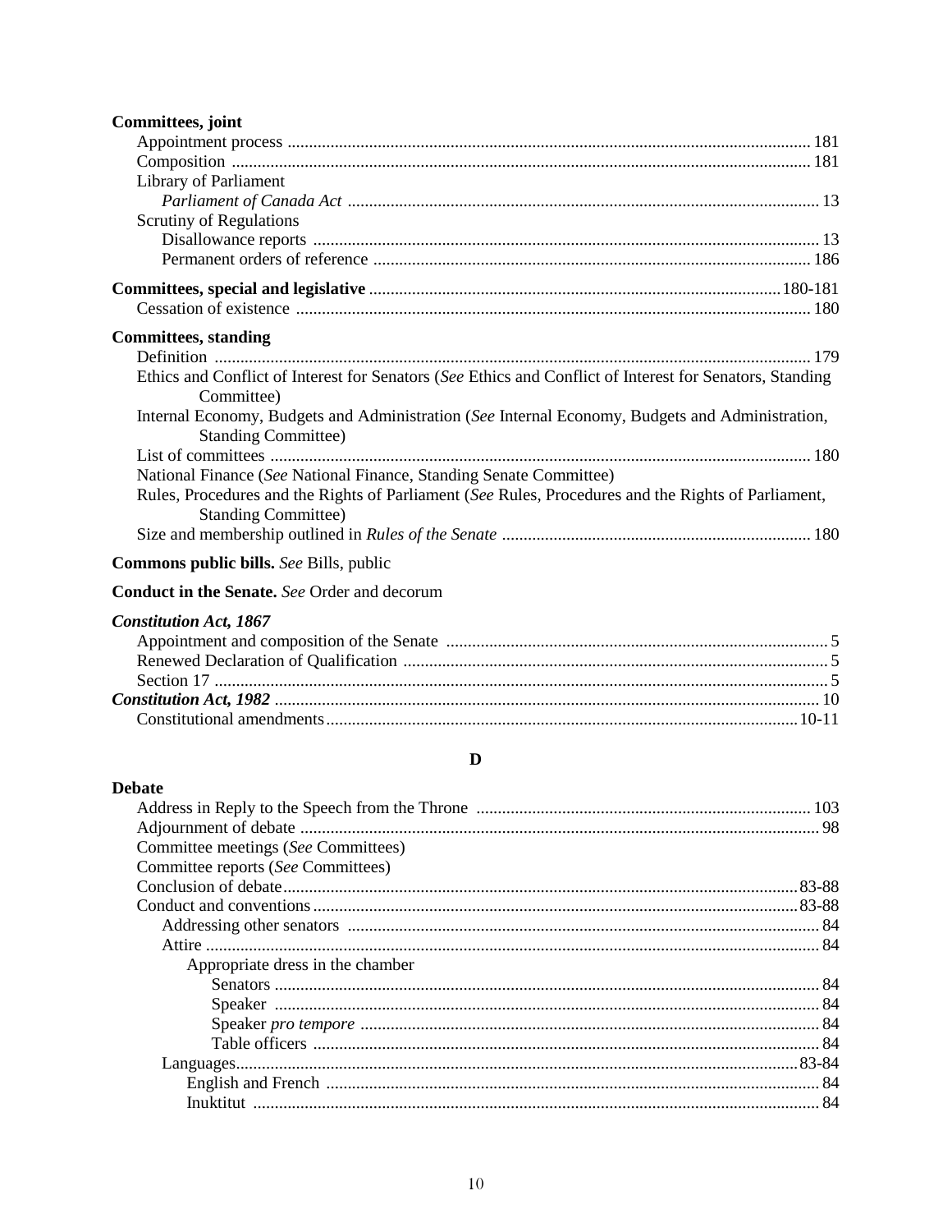**Committees, joint**

- Appointment process ........ 181
- Composition ........ 181
- Library of Parliament
  - *Parliament of Canada Act* ........ 13
- Scrutiny of Regulations
  - Disallowance reports ........ 13
  - Permanent orders of reference ........ 186

**Committees, special and legislative** ........ 180-181

- Cessation of existence ........ 180

**Committees, standing**

- Definition ........ 179
- Ethics and Conflict of Interest for Senators (*See* Ethics and Conflict of Interest for Senators, Standing Committee)
- Internal Economy, Budgets and Administration (*See* Internal Economy, Budgets and Administration, Standing Committee)
- List of committees ........ 180
- National Finance (*See* National Finance, Standing Senate Committee)
- Rules, Procedures and the Rights of Parliament (*See* Rules, Procedures and the Rights of Parliament, Standing Committee)
- Size and membership outlined in *Rules of the Senate* ........ 180

**Commons public bills.** *See* Bills, public

**Conduct in the Senate.** *See* Order and decorum

***Constitution Act, 1867***

- Appointment and composition of the Senate ........ 5
- Renewed Declaration of Qualification ........ 5
- Section 17 ........ 5

***Constitution Act, 1982*** ........ 10

- Constitutional amendments ........ 10-11

## D

**Debate**

- Address in Reply to the Speech from the Throne ........ 103
- Adjournment of debate ........ 98
- Committee meetings (*See* Committees)
- Committee reports (*See* Committees)
- Conclusion of debate ........ 83-88
- Conduct and conventions ........ 83-88
  - Addressing other senators ........ 84
  - Attire ........ 84
    - Appropriate dress in the chamber
      - Senators ........ 84
      - Speaker ........ 84
      - Speaker *pro tempore* ........ 84
      - Table officers ........ 84
  - Languages ........ 83-84
    - English and French ........ 84
    - Inuktitut ........ 84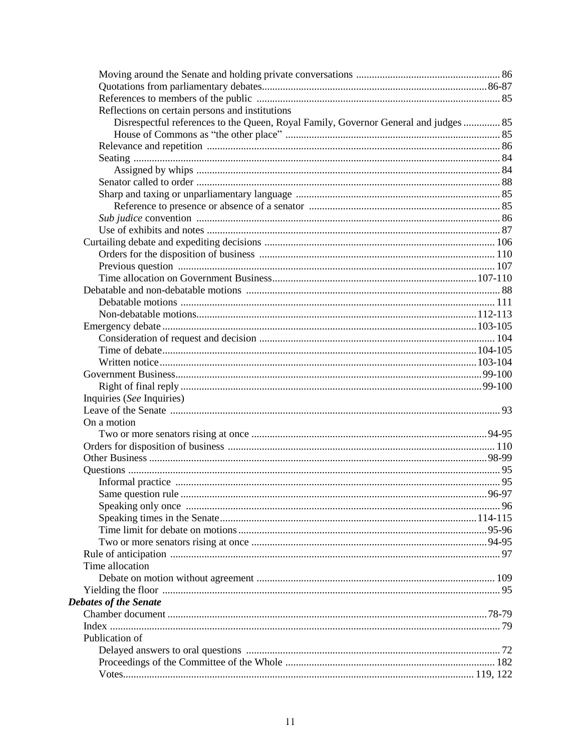Moving around the Senate and holding private conversations ....................................................... 86
Quotations from parliamentary debates......................................................................................86-87
References to members of the public ........................................................................................... 85
Reflections on certain persons and institutions
Disrespectful references to the Queen, Royal Family, Governor General and judges .............. 85
House of Commons as "the other place" ................................................................................ 85
Relevance and repetition .............................................................................................................. 86
Seating ........................................................................................................................................... 84
Assigned by whips ................................................................................................................... 84
Senator called to order .................................................................................................................. 88
Sharp and taxing or unparliamentary language ............................................................................. 85
Reference to presence or absence of a senator ......................................................................... 85
*Sub judice* convention .................................................................................................................. 86
Use of exhibits and notes .............................................................................................................. 87
Curtailing debate and expediting decisions ....................................................................................... 106
Orders for the disposition of business ......................................................................................... 110
Previous question ....................................................................................................................... 107
Time allocation on Government Business.............................................................................107-110
Debatable and non-debatable motions ................................................................................................ 88
Debatable motions ...................................................................................................................... 111
Non-debatable motions..........................................................................................................112-113
Emergency debate.......................................................................................................................103-105
Consideration of request and decision ......................................................................................... 104
Time of debate......................................................................................................................104-105
Written notice........................................................................................................................103-104
Government Business...................................................................................................................99-100
Right of final reply .................................................................................................................99-100
Inquiries (*See* Inquiries)
Leave of the Senate ............................................................................................................................ 93
On a motion
Two or more senators rising at once .........................................................................................94-95
Orders for disposition of business .................................................................................................... 110
Other Business ................................................................................................................................98-99
Questions ........................................................................................................................................... 95
Informal practice ......................................................................................................................... 95
Same question rule .....................................................................................................................96-97
Speaking only once ..................................................................................................................... 96
Speaking times in the Senate.................................................................................................114-115
Time limit for debate on motions..............................................................................................95-96
Two or more senators rising at once .........................................................................................94-95
Rule of anticipation ........................................................................................................................... 97
Time allocation
Debate on motion without agreement .......................................................................................... 109
Yielding the floor ............................................................................................................................... 95

***Debates of the Senate***
Chamber document ..........................................................................................................................78-79
Index ................................................................................................................................................... 79
Publication of
Delayed answers to oral questions ............................................................................................... 72
Proceedings of the Committee of the Whole ............................................................................... 182
Votes................................................................................................................................... 119, 122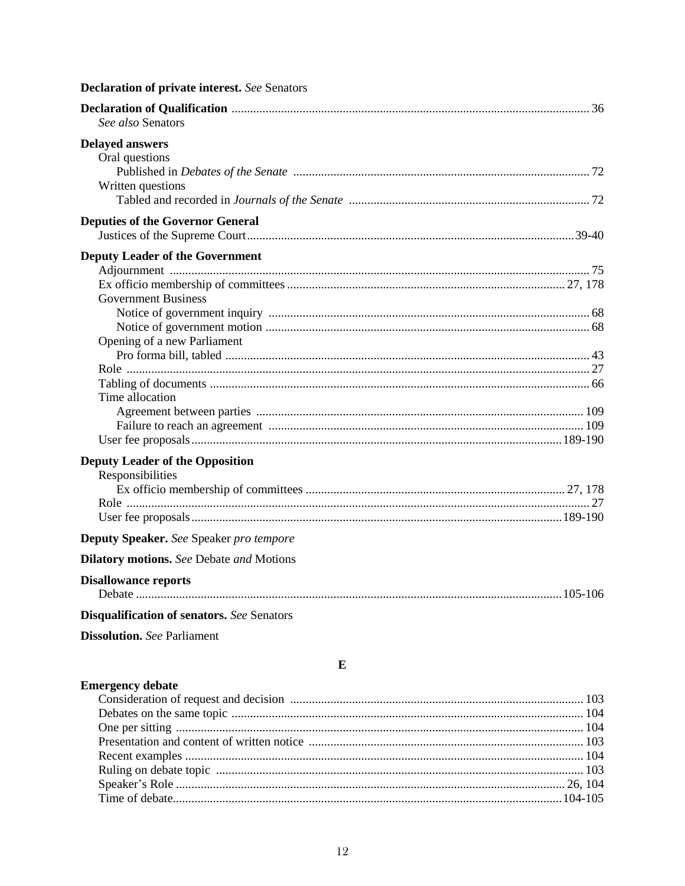**Declaration of private interest.** *See* Senators

**Declaration of Qualification** .................................................................................................................. 36
*See also* Senators

**Delayed answers**
Oral questions
Published in *Debates of the Senate* ............................................................................................... 72
Written questions
Tabled and recorded in *Journals of the Senate* ............................................................................. 72

**Deputies of the Governor General**
Justices of the Supreme Court.........................................................................................................39-40

**Deputy Leader of the Government**
Adjournment ....................................................................................................................................... 75
Ex officio membership of committees ......................................................................................... 27, 178
Government Business
Notice of government inquiry ...................................................................................................... 68
Notice of government motion ....................................................................................................... 68
Opening of a new Parliament
Pro forma bill, tabled .................................................................................................................... 43
Role ..................................................................................................................................................... 27
Tabling of documents .......................................................................................................................... 66
Time allocation
Agreement between parties ........................................................................................................ 109
Failure to reach an agreement .................................................................................................... 109
User fee proposals......................................................................................................................189-190

**Deputy Leader of the Opposition**
Responsibilities
Ex officio membership of committees .................................................................................. 27, 178
Role .................................................................................................................................................... 27
User fee proposals......................................................................................................................189-190

**Deputy Speaker.** *See* Speaker *pro tempore*

**Dilatory motions.** *See* Debate *and* Motions

**Disallowance reports**
Debate ........................................................................................................................................105-106

**Disqualification of senators.** *See* Senators

**Dissolution.** *See* Parliament

## E

**Emergency debate**
Consideration of request and decision .............................................................................................. 103
Debates on the same topic ................................................................................................................ 104
One per sitting .................................................................................................................................. 104
Presentation and content of written notice ........................................................................................ 103
Recent examples ................................................................................................................................ 104
Ruling on debate topic ..................................................................................................................... 103
Speaker's Role ............................................................................................................................ 26, 104
Time of debate.............................................................................................................................104-105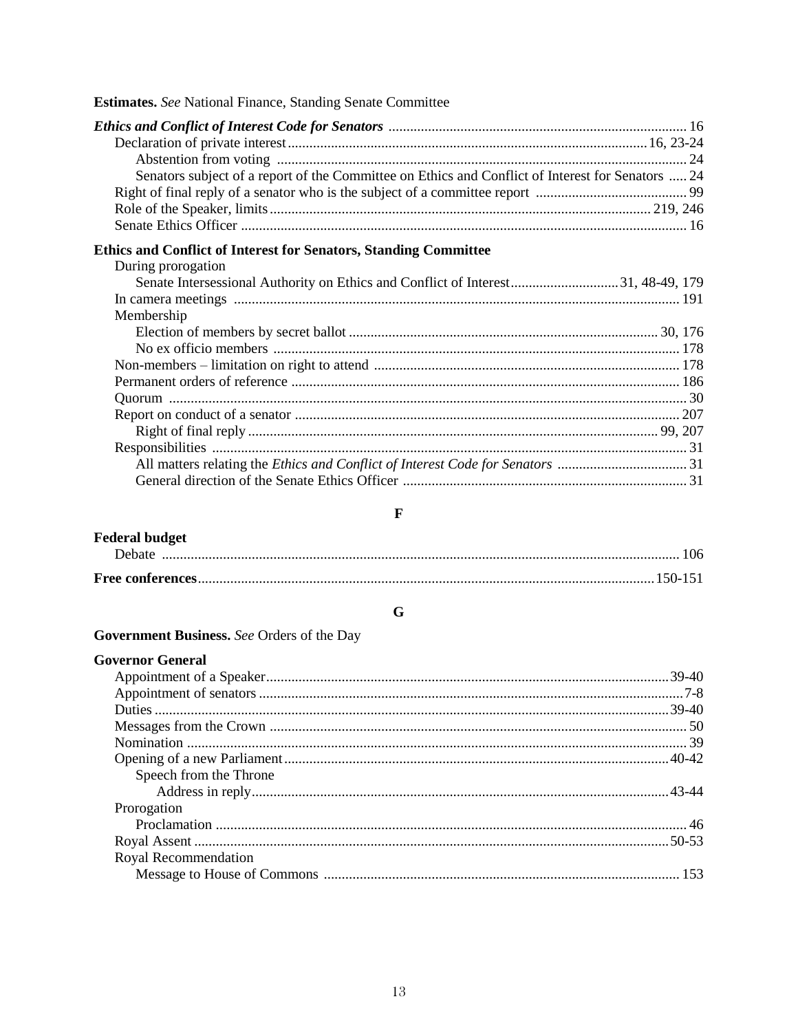**Estimates.** *See* National Finance, Standing Senate Committee

***Ethics and Conflict of Interest Code for Senators*** .......... 16
- Declaration of private interest .......... 16, 23-24
  - Abstention from voting .......... 24
  - Senators subject of a report of the Committee on Ethics and Conflict of Interest for Senators .......... 24
- Right of final reply of a senator who is the subject of a committee report .......... 99
- Role of the Speaker, limits .......... 219, 246
- Senate Ethics Officer .......... 16

**Ethics and Conflict of Interest for Senators, Standing Committee**
- During prorogation
  - Senate Intersessional Authority on Ethics and Conflict of Interest .......... 31, 48-49, 179
- In camera meetings .......... 191
- Membership
  - Election of members by secret ballot .......... 30, 176
  - No ex officio members .......... 178
- Non-members – limitation on right to attend .......... 178
- Permanent orders of reference .......... 186
- Quorum .......... 30
- Report on conduct of a senator .......... 207
  - Right of final reply .......... 99, 207
- Responsibilities .......... 31
  - All matters relating the *Ethics and Conflict of Interest Code for Senators* .......... 31
  - General direction of the Senate Ethics Officer .......... 31

## F

**Federal budget**
- Debate .......... 106

**Free conferences** .......... 150-151

## G

**Government Business.** *See* Orders of the Day

**Governor General**
- Appointment of a Speaker .......... 39-40
- Appointment of senators .......... 7-8
- Duties .......... 39-40
- Messages from the Crown .......... 50
- Nomination .......... 39
- Opening of a new Parliament .......... 40-42
  - Speech from the Throne
    - Address in reply .......... 43-44
- Prorogation
  - Proclamation .......... 46
- Royal Assent .......... 50-53
- Royal Recommendation
  - Message to House of Commons .......... 153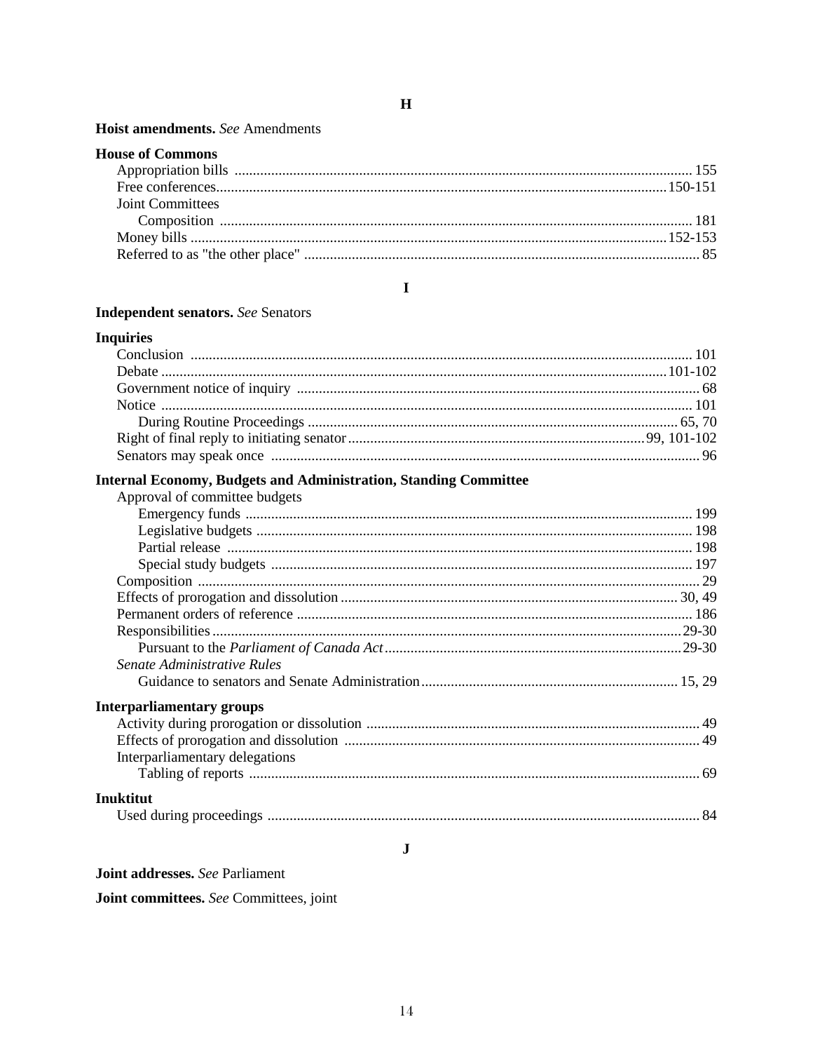## H

**Hoist amendments.** *See* Amendments

**House of Commons**
- Appropriation bills ... 155
- Free conferences ... 150-151
- Joint Committees
  - Composition ... 181
- Money bills ... 152-153
- Referred to as "the other place" ... 85

## I

**Independent senators.** *See* Senators

**Inquiries**
- Conclusion ... 101
- Debate ... 101-102
- Government notice of inquiry ... 68
- Notice ... 101
  - During Routine Proceedings ... 65, 70
- Right of final reply to initiating senator ... 99, 101-102
- Senators may speak once ... 96

**Internal Economy, Budgets and Administration, Standing Committee**
- Approval of committee budgets
  - Emergency funds ... 199
  - Legislative budgets ... 198
  - Partial release ... 198
  - Special study budgets ... 197
- Composition ... 29
- Effects of prorogation and dissolution ... 30, 49
- Permanent orders of reference ... 186
- Responsibilities ... 29-30
  - Pursuant to the *Parliament of Canada Act* ... 29-30
- *Senate Administrative Rules*
  - Guidance to senators and Senate Administration ... 15, 29

**Interparliamentary groups**
- Activity during prorogation or dissolution ... 49
- Effects of prorogation and dissolution ... 49
- Interparliamentary delegations
  - Tabling of reports ... 69

**Inuktitut**
- Used during proceedings ... 84

## J

**Joint addresses.** *See* Parliament

**Joint committees.** *See* Committees, joint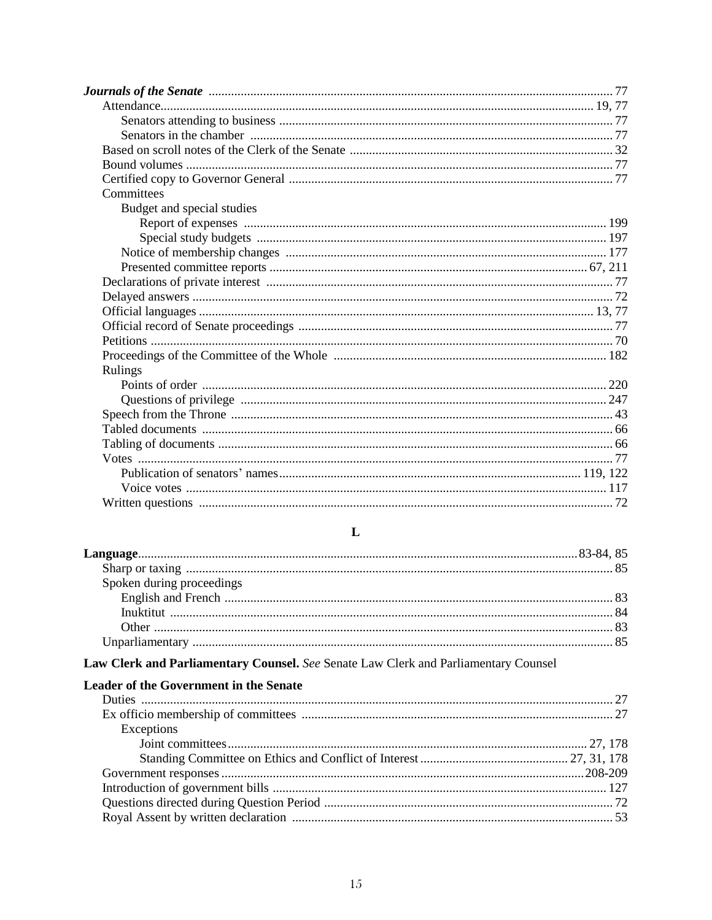***Journals of the Senate*** ... 77
- Attendance ... 19, 77
  - Senators attending to business ... 77
  - Senators in the chamber ... 77
- Based on scroll notes of the Clerk of the Senate ... 32
- Bound volumes ... 77
- Certified copy to Governor General ... 77
- Committees
  - Budget and special studies
    - Report of expenses ... 199
    - Special study budgets ... 197
  - Notice of membership changes ... 177
  - Presented committee reports ... 67, 211
- Declarations of private interest ... 77
- Delayed answers ... 72
- Official languages ... 13, 77
- Official record of Senate proceedings ... 77
- Petitions ... 70
- Proceedings of the Committee of the Whole ... 182
- Rulings
  - Points of order ... 220
  - Questions of privilege ... 247
- Speech from the Throne ... 43
- Tabled documents ... 66
- Tabling of documents ... 66
- Votes ... 77
  - Publication of senators' names ... 119, 122
  - Voice votes ... 117
- Written questions ... 72

## L

**Language** ... 83-84, 85
- Sharp or taxing ... 85
- Spoken during proceedings
  - English and French ... 83
  - Inuktitut ... 84
  - Other ... 83
- Unparliamentary ... 85

**Law Clerk and Parliamentary Counsel.** *See* Senate Law Clerk and Parliamentary Counsel

**Leader of the Government in the Senate**
- Duties ... 27
- Ex officio membership of committees ... 27
  - Exceptions
    - Joint committees ... 27, 178
    - Standing Committee on Ethics and Conflict of Interest ... 27, 31, 178
- Government responses ... 208-209
- Introduction of government bills ... 127
- Questions directed during Question Period ... 72
- Royal Assent by written declaration ... 53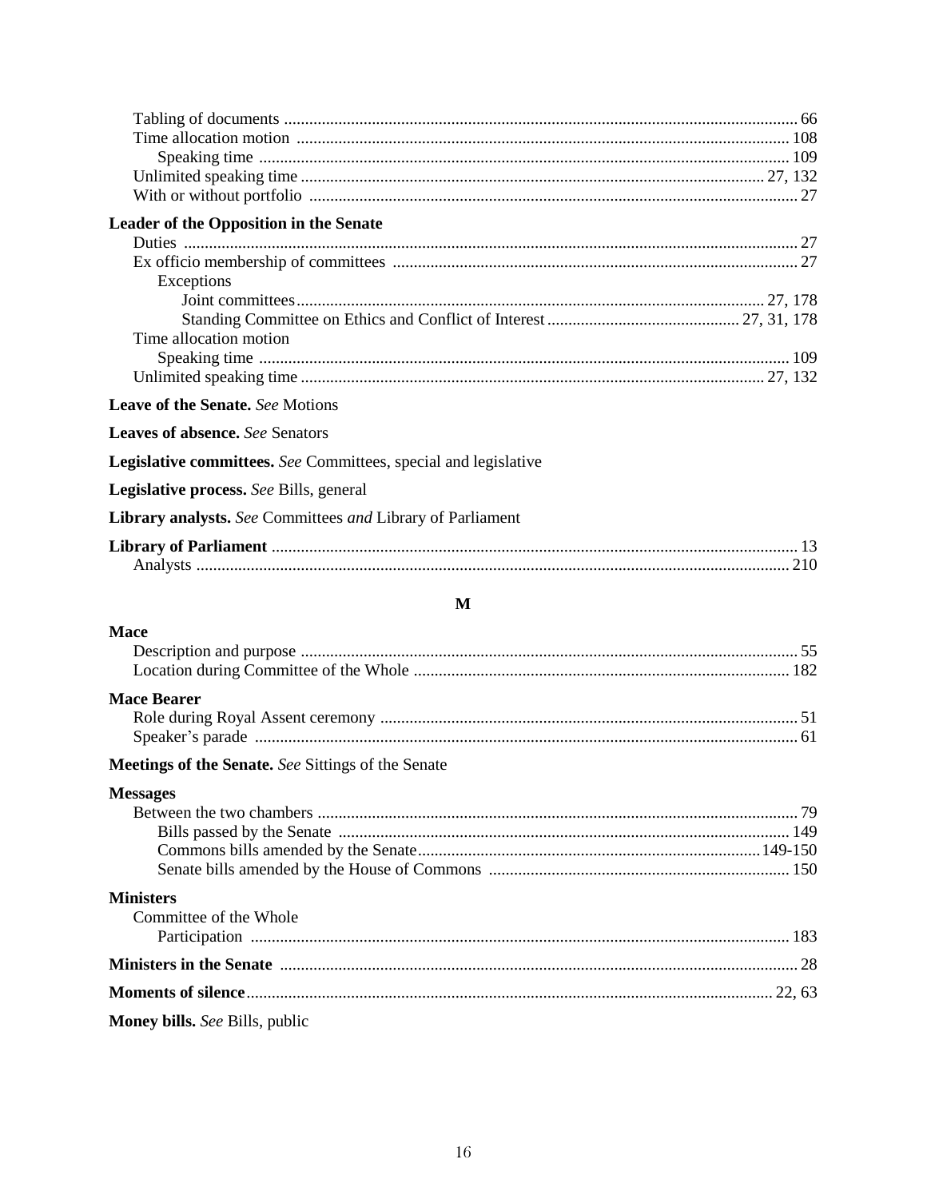Tabling of documents ........ 66
Time allocation motion ........ 108
  Speaking time ........ 109
Unlimited speaking time ........ 27, 132
With or without portfolio ........ 27

**Leader of the Opposition in the Senate**
Duties ........ 27
Ex officio membership of committees ........ 27
  Exceptions
    Joint committees ........ 27, 178
    Standing Committee on Ethics and Conflict of Interest ........ 27, 31, 178
Time allocation motion
  Speaking time ........ 109
Unlimited speaking time ........ 27, 132

**Leave of the Senate.** *See* Motions

**Leaves of absence.** *See* Senators

**Legislative committees.** *See* Committees, special and legislative

**Legislative process.** *See* Bills, general

**Library analysts.** *See* Committees *and* Library of Parliament

**Library of Parliament** ........ 13
Analysts ........ 210

## M

**Mace**
Description and purpose ........ 55
Location during Committee of the Whole ........ 182

**Mace Bearer**
Role during Royal Assent ceremony ........ 51
Speaker's parade ........ 61

**Meetings of the Senate.** *See* Sittings of the Senate

**Messages**
Between the two chambers ........ 79
  Bills passed by the Senate ........ 149
  Commons bills amended by the Senate ........ 149-150
  Senate bills amended by the House of Commons ........ 150

**Ministers**
Committee of the Whole
  Participation ........ 183

**Ministers in the Senate** ........ 28

**Moments of silence** ........ 22, 63

**Money bills.** *See* Bills, public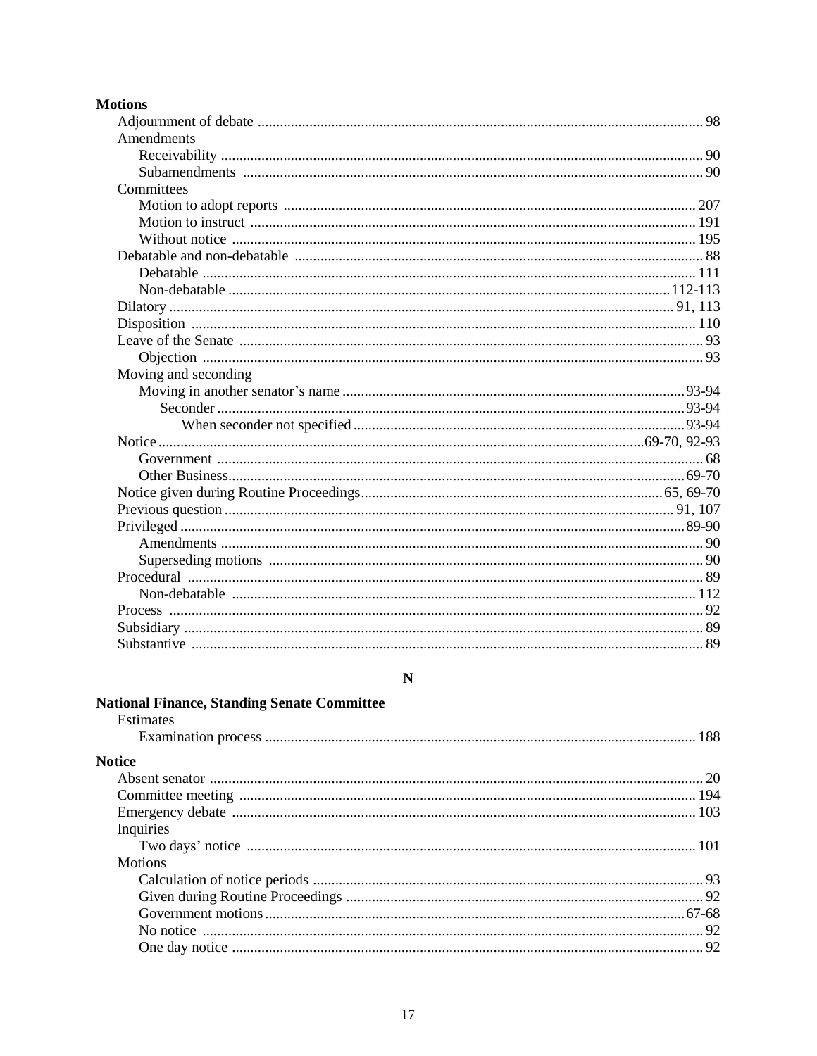**Motions**

- Adjournment of debate ........ 98
- Amendments
  - Receivability ........ 90
  - Subamendments ........ 90
- Committees
  - Motion to adopt reports ........ 207
  - Motion to instruct ........ 191
  - Without notice ........ 195
- Debatable and non-debatable ........ 88
  - Debatable ........ 111
  - Non-debatable ........ 112-113
- Dilatory ........ 91, 113
- Disposition ........ 110
- Leave of the Senate ........ 93
  - Objection ........ 93
- Moving and seconding
  - Moving in another senator's name ........ 93-94
    - Seconder ........ 93-94
      - When seconder not specified ........ 93-94
- Notice ........ 69-70, 92-93
  - Government ........ 68
  - Other Business ........ 69-70
- Notice given during Routine Proceedings ........ 65, 69-70
- Previous question ........ 91, 107
- Privileged ........ 89-90
  - Amendments ........ 90
  - Superseding motions ........ 90
- Procedural ........ 89
  - Non-debatable ........ 112
- Process ........ 92
- Subsidiary ........ 89
- Substantive ........ 89

## N

**National Finance, Standing Senate Committee**

- Estimates
  - Examination process ........ 188

**Notice**

- Absent senator ........ 20
- Committee meeting ........ 194
- Emergency debate ........ 103
- Inquiries
  - Two days' notice ........ 101
- Motions
  - Calculation of notice periods ........ 93
  - Given during Routine Proceedings ........ 92
  - Government motions ........ 67-68
  - No notice ........ 92
  - One day notice ........ 92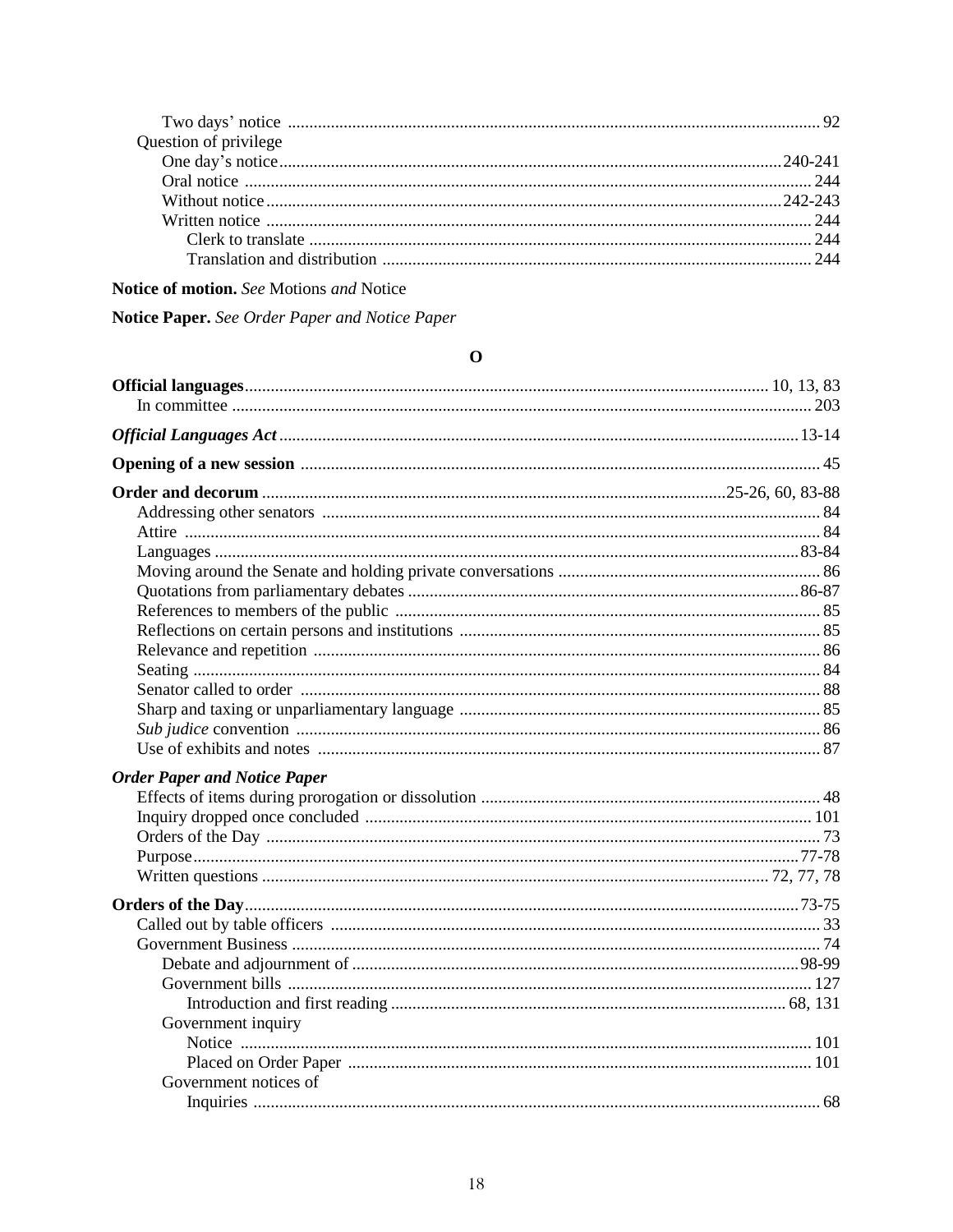Two days' notice ........ 92

Question of privilege

One day's notice ........ 240-241

Oral notice ........ 244

Without notice ........ 242-243

Written notice ........ 244

Clerk to translate ........ 244

Translation and distribution ........ 244

**Notice of motion.** See Motions *and* Notice

**Notice Paper.** *See Order Paper and Notice Paper*

## O

**Official languages** ........ 10, 13, 83

In committee ........ 203

***Official Languages Act*** ........ 13-14

**Opening of a new session** ........ 45

**Order and decorum** ........ 25-26, 60, 83-88

Addressing other senators ........ 84

Attire ........ 84

Languages ........ 83-84

Moving around the Senate and holding private conversations ........ 86

Quotations from parliamentary debates ........ 86-87

References to members of the public ........ 85

Reflections on certain persons and institutions ........ 85

Relevance and repetition ........ 86

Seating ........ 84

Senator called to order ........ 88

Sharp and taxing or unparliamentary language ........ 85

*Sub judice* convention ........ 86

Use of exhibits and notes ........ 87

***Order Paper and Notice Paper***

Effects of items during prorogation or dissolution ........ 48

Inquiry dropped once concluded ........ 101

Orders of the Day ........ 73

Purpose ........ 77-78

Written questions ........ 72, 77, 78

**Orders of the Day** ........ 73-75

Called out by table officers ........ 33

Government Business ........ 74

Debate and adjournment of ........ 98-99

Government bills ........ 127

Introduction and first reading ........ 68, 131

Government inquiry

Notice ........ 101

Placed on Order Paper ........ 101

Government notices of

Inquiries ........ 68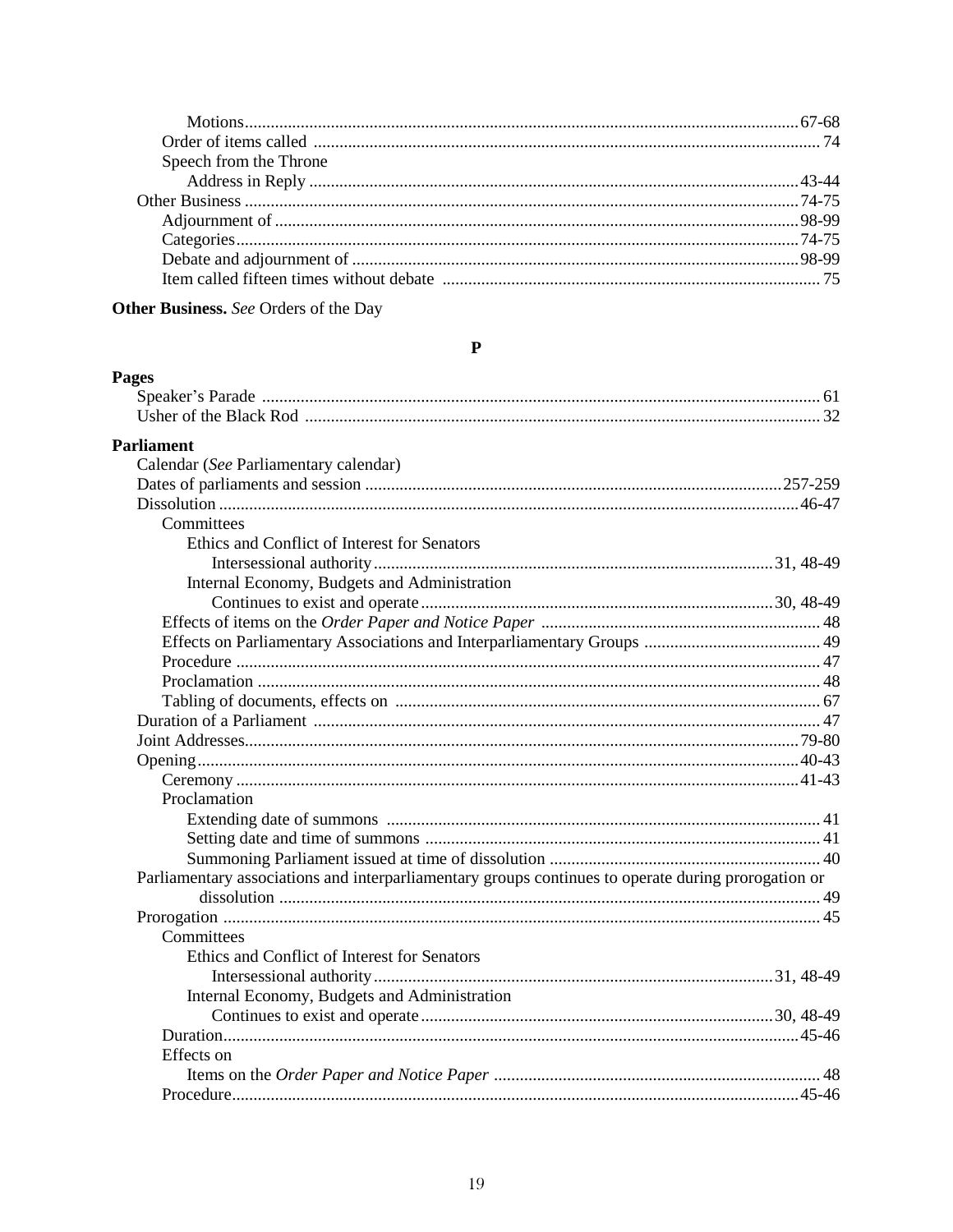Motions ..... 67-68
Order of items called ..... 74
Speech from the Throne
Address in Reply ..... 43-44
Other Business ..... 74-75
Adjournment of ..... 98-99
Categories ..... 74-75
Debate and adjournment of ..... 98-99
Item called fifteen times without debate ..... 75

**Other Business.** *See* Orders of the Day

## P

**Pages**

Speaker's Parade ..... 61
Usher of the Black Rod ..... 32

**Parliament**

Calendar (*See* Parliamentary calendar)
Dates of parliaments and session ..... 257-259
Dissolution ..... 46-47
Committees
Ethics and Conflict of Interest for Senators
Intersessional authority ..... 31, 48-49
Internal Economy, Budgets and Administration
Continues to exist and operate ..... 30, 48-49
Effects of items on the *Order Paper and Notice Paper* ..... 48
Effects on Parliamentary Associations and Interparliamentary Groups ..... 49
Procedure ..... 47
Proclamation ..... 48
Tabling of documents, effects on ..... 67
Duration of a Parliament ..... 47
Joint Addresses ..... 79-80
Opening ..... 40-43
Ceremony ..... 41-43
Proclamation
Extending date of summons ..... 41
Setting date and time of summons ..... 41
Summoning Parliament issued at time of dissolution ..... 40
Parliamentary associations and interparliamentary groups continues to operate during prorogation or dissolution ..... 49
Prorogation ..... 45
Committees
Ethics and Conflict of Interest for Senators
Intersessional authority ..... 31, 48-49
Internal Economy, Budgets and Administration
Continues to exist and operate ..... 30, 48-49
Duration ..... 45-46
Effects on
Items on the *Order Paper and Notice Paper* ..... 48
Procedure ..... 45-46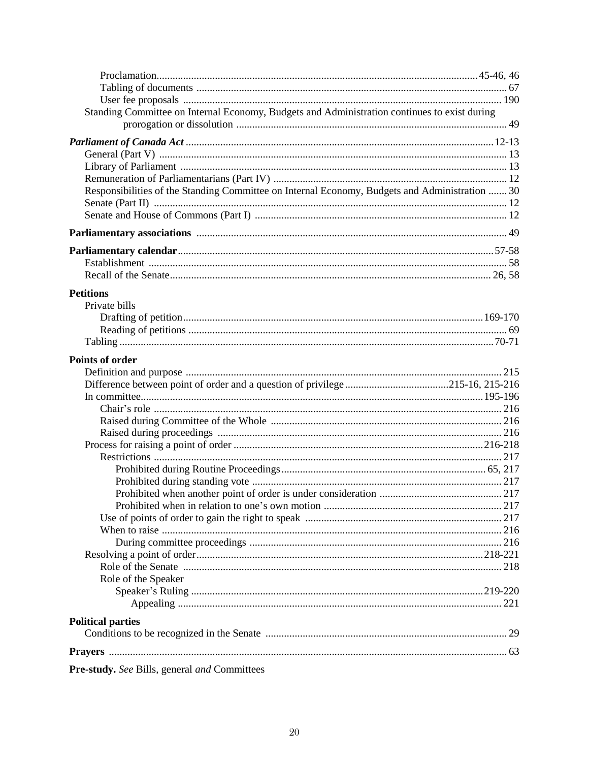Proclamation ... 45-46, 46
Tabling of documents ... 67
User fee proposals ... 190

Standing Committee on Internal Economy, Budgets and Administration continues to exist during prorogation or dissolution ... 49

***Parliament of Canada Act*** ... 12-13

- General (Part V) ... 13
- Library of Parliament ... 13
- Remuneration of Parliamentarians (Part IV) ... 12
- Responsibilities of the Standing Committee on Internal Economy, Budgets and Administration ... 30
- Senate (Part II) ... 12
- Senate and House of Commons (Part I) ... 12

**Parliamentary associations** ... 49

**Parliamentary calendar** ... 57-58

- Establishment ... 58
- Recall of the Senate ... 26, 58

**Petitions**

- Private bills
  - Drafting of petition ... 169-170
  - Reading of petitions ... 69
- Tabling ... 70-71

**Points of order**

- Definition and purpose ... 215
- Difference between point of order and a question of privilege ... 215-16, 215-216
- In committee ... 195-196
  - Chair's role ... 216
  - Raised during Committee of the Whole ... 216
  - Raised during proceedings ... 216
- Process for raising a point of order ... 216-218
  - Restrictions ... 217
    - Prohibited during Routine Proceedings ... 65, 217
    - Prohibited during standing vote ... 217
    - Prohibited when another point of order is under consideration ... 217
    - Prohibited when in relation to one's own motion ... 217
  - Use of points of order to gain the right to speak ... 217
  - When to raise ... 216
    - During committee proceedings ... 216
- Resolving a point of order ... 218-221
  - Role of the Senate ... 218
  - Role of the Speaker
    - Speaker's Ruling ... 219-220
      - Appealing ... 221

**Political parties**

- Conditions to be recognized in the Senate ... 29

**Prayers** ... 63

**Pre-study.** *See* Bills, general *and* Committees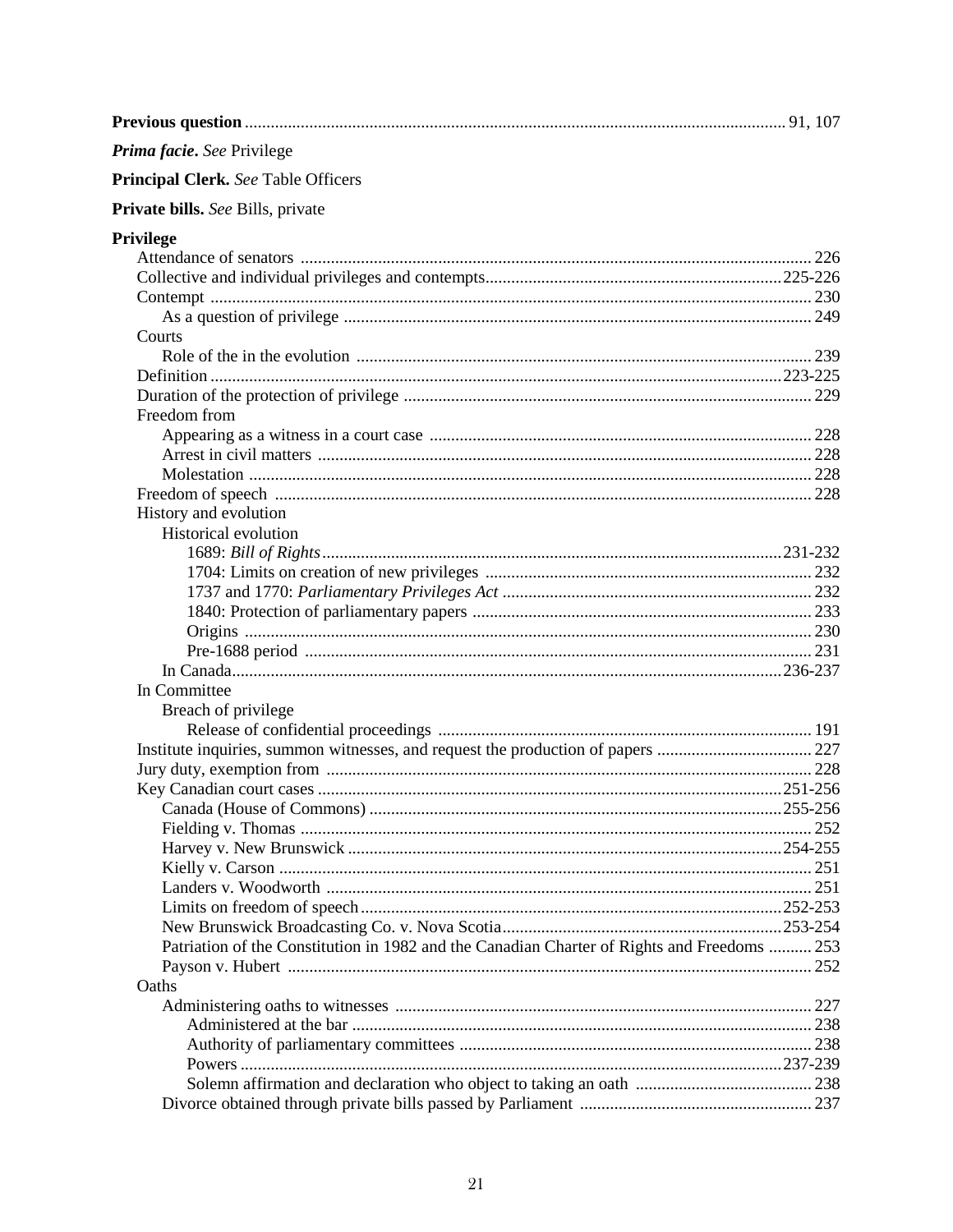**Previous question** .......... 91, 107

***Prima facie***. *See* Privilege

**Principal Clerk.** *See* Table Officers

**Private bills.** *See* Bills, private

**Privilege**

- Attendance of senators .......... 226
- Collective and individual privileges and contempts .......... 225-226
- Contempt .......... 230
  - As a question of privilege .......... 249
- Courts
  - Role of the in the evolution .......... 239
- Definition .......... 223-225
- Duration of the protection of privilege .......... 229
- Freedom from
  - Appearing as a witness in a court case .......... 228
  - Arrest in civil matters .......... 228
  - Molestation .......... 228
- Freedom of speech .......... 228
- History and evolution
  - Historical evolution
    - 1689: *Bill of Rights* .......... 231-232
    - 1704: Limits on creation of new privileges .......... 232
    - 1737 and 1770: *Parliamentary Privileges Act* .......... 232
    - 1840: Protection of parliamentary papers .......... 233
    - Origins .......... 230
    - Pre-1688 period .......... 231
  - In Canada .......... 236-237
- In Committee
  - Breach of privilege
    - Release of confidential proceedings .......... 191
- Institute inquiries, summon witnesses, and request the production of papers .......... 227
- Jury duty, exemption from .......... 228
- Key Canadian court cases .......... 251-256
  - Canada (House of Commons) .......... 255-256
  - Fielding v. Thomas .......... 252
  - Harvey v. New Brunswick .......... 254-255
  - Kielly v. Carson .......... 251
  - Landers v. Woodworth .......... 251
  - Limits on freedom of speech .......... 252-253
  - New Brunswick Broadcasting Co. v. Nova Scotia .......... 253-254
  - Patriation of the Constitution in 1982 and the Canadian Charter of Rights and Freedoms .......... 253
  - Payson v. Hubert .......... 252
- Oaths
  - Administering oaths to witnesses .......... 227
    - Administered at the bar .......... 238
    - Authority of parliamentary committees .......... 238
    - Powers .......... 237-239
    - Solemn affirmation and declaration who object to taking an oath .......... 238
  - Divorce obtained through private bills passed by Parliament .......... 237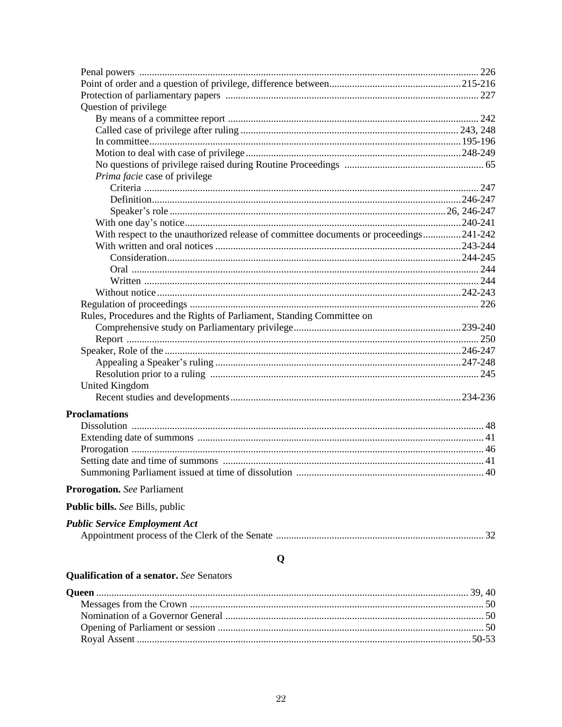Penal powers ... 226
Point of order and a question of privilege, difference between ... 215-216
Protection of parliamentary papers ... 227
Question of privilege
  By means of a committee report ... 242
  Called case of privilege after ruling ... 243, 248
  In committee ... 195-196
  Motion to deal with case of privilege ... 248-249
  No questions of privilege raised during Routine Proceedings ... 65
  *Prima facie* case of privilege
    Criteria ... 247
    Definition ... 246-247
    Speaker's role ... 26, 246-247
  With one day's notice ... 240-241
  With respect to the unauthorized release of committee documents or proceedings ... 241-242
  With written and oral notices ... 243-244
    Consideration ... 244-245
    Oral ... 244
    Written ... 244
  Without notice ... 242-243
Regulation of proceedings ... 226
Rules, Procedures and the Rights of Parliament, Standing Committee on
  Comprehensive study on Parliamentary privilege ... 239-240
  Report ... 250
Speaker, Role of the ... 246-247
  Appealing a Speaker's ruling ... 247-248
  Resolution prior to a ruling ... 245
United Kingdom
  Recent studies and developments ... 234-236

**Proclamations**
Dissolution ... 48
Extending date of summons ... 41
Prorogation ... 46
Setting date and time of summons ... 41
Summoning Parliament issued at time of dissolution ... 40

**Prorogation.** *See* Parliament

**Public bills.** *See* Bills, public

***Public Service Employment Act***
Appointment process of the Clerk of the Senate ... 32

## Q

**Qualification of a senator.** *See* Senators

**Queen** ... 39, 40
Messages from the Crown ... 50
Nomination of a Governor General ... 50
Opening of Parliament or session ... 50
Royal Assent ... 50-53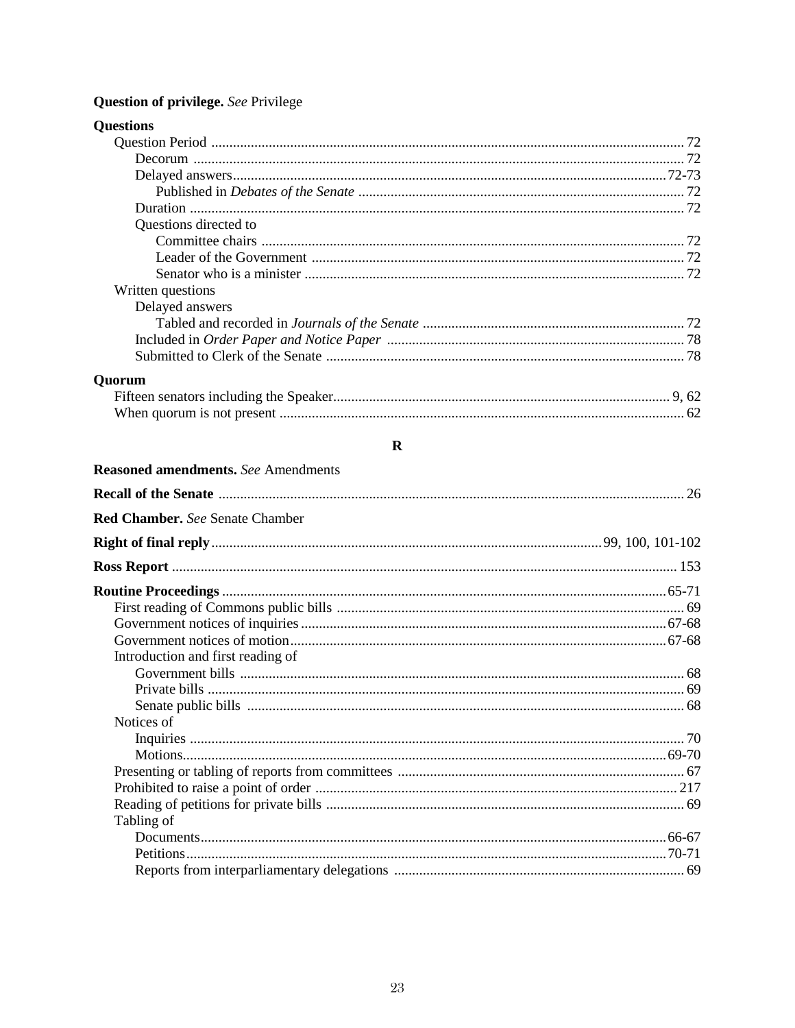**Question of privilege.** *See* Privilege

**Questions**

- Question Period ... 72
  - Decorum ... 72
  - Delayed answers ... 72-73
    - Published in *Debates of the Senate* ... 72
  - Duration ... 72
  - Questions directed to
    - Committee chairs ... 72
    - Leader of the Government ... 72
    - Senator who is a minister ... 72
- Written questions
  - Delayed answers
    - Tabled and recorded in *Journals of the Senate* ... 72
  - Included in *Order Paper and Notice Paper* ... 78
  - Submitted to Clerk of the Senate ... 78

**Quorum**

- Fifteen senators including the Speaker ... 9, 62
- When quorum is not present ... 62

## R

**Reasoned amendments.** *See* Amendments

**Recall of the Senate** ... 26

**Red Chamber.** *See* Senate Chamber

**Right of final reply** ... 99, 100, 101-102

**Ross Report** ... 153

**Routine Proceedings** ... 65-71

- First reading of Commons public bills ... 69
- Government notices of inquiries ... 67-68
- Government notices of motion ... 67-68
- Introduction and first reading of
  - Government bills ... 68
  - Private bills ... 69
  - Senate public bills ... 68
- Notices of
  - Inquiries ... 70
  - Motions ... 69-70
- Presenting or tabling of reports from committees ... 67
- Prohibited to raise a point of order ... 217
- Reading of petitions for private bills ... 69
- Tabling of
  - Documents ... 66-67
  - Petitions ... 70-71
  - Reports from interparliamentary delegations ... 69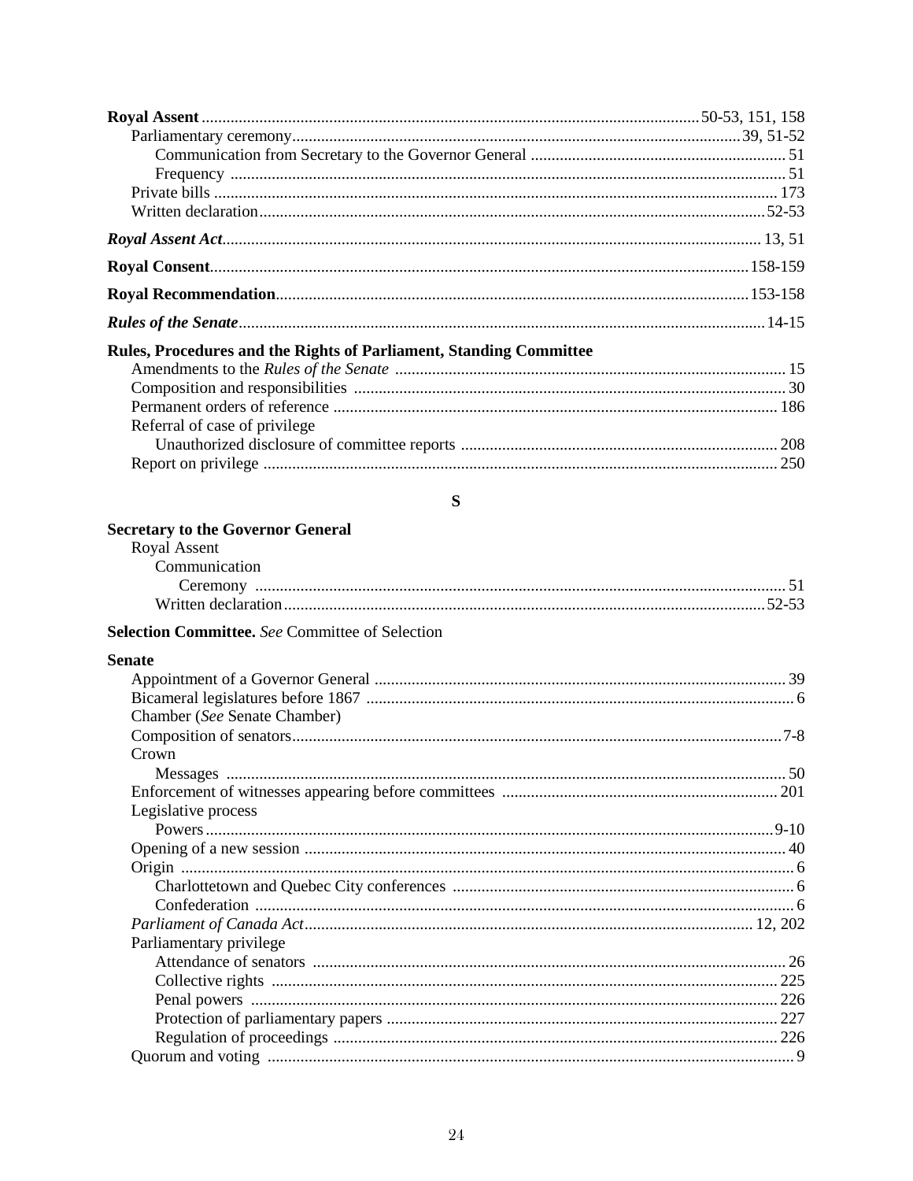**Royal Assent** ........ 50-53, 151, 158
- Parliamentary ceremony ........ 39, 51-52
  - Communication from Secretary to the Governor General ........ 51
  - Frequency ........ 51
- Private bills ........ 173
- Written declaration ........ 52-53

***Royal Assent Act*** ........ 13, 51

**Royal Consent** ........ 158-159

**Royal Recommendation** ........ 153-158

***Rules of the Senate*** ........ 14-15

**Rules, Procedures and the Rights of Parliament, Standing Committee**
- Amendments to the *Rules of the Senate* ........ 15
- Composition and responsibilities ........ 30
- Permanent orders of reference ........ 186
- Referral of case of privilege
  - Unauthorized disclosure of committee reports ........ 208
- Report on privilege ........ 250

## S

**Secretary to the Governor General**
- Royal Assent
  - Communication
    - Ceremony ........ 51
  - Written declaration ........ 52-53

**Selection Committee.** *See* Committee of Selection

**Senate**
- Appointment of a Governor General ........ 39
- Bicameral legislatures before 1867 ........ 6
- Chamber (*See* Senate Chamber)
- Composition of senators ........ 7-8
- Crown
  - Messages ........ 50
- Enforcement of witnesses appearing before committees ........ 201
- Legislative process
  - Powers ........ 9-10
- Opening of a new session ........ 40
- Origin ........ 6
  - Charlottetown and Quebec City conferences ........ 6
  - Confederation ........ 6
- *Parliament of Canada Act* ........ 12, 202
- Parliamentary privilege
  - Attendance of senators ........ 26
  - Collective rights ........ 225
  - Penal powers ........ 226
  - Protection of parliamentary papers ........ 227
  - Regulation of proceedings ........ 226
- Quorum and voting ........ 9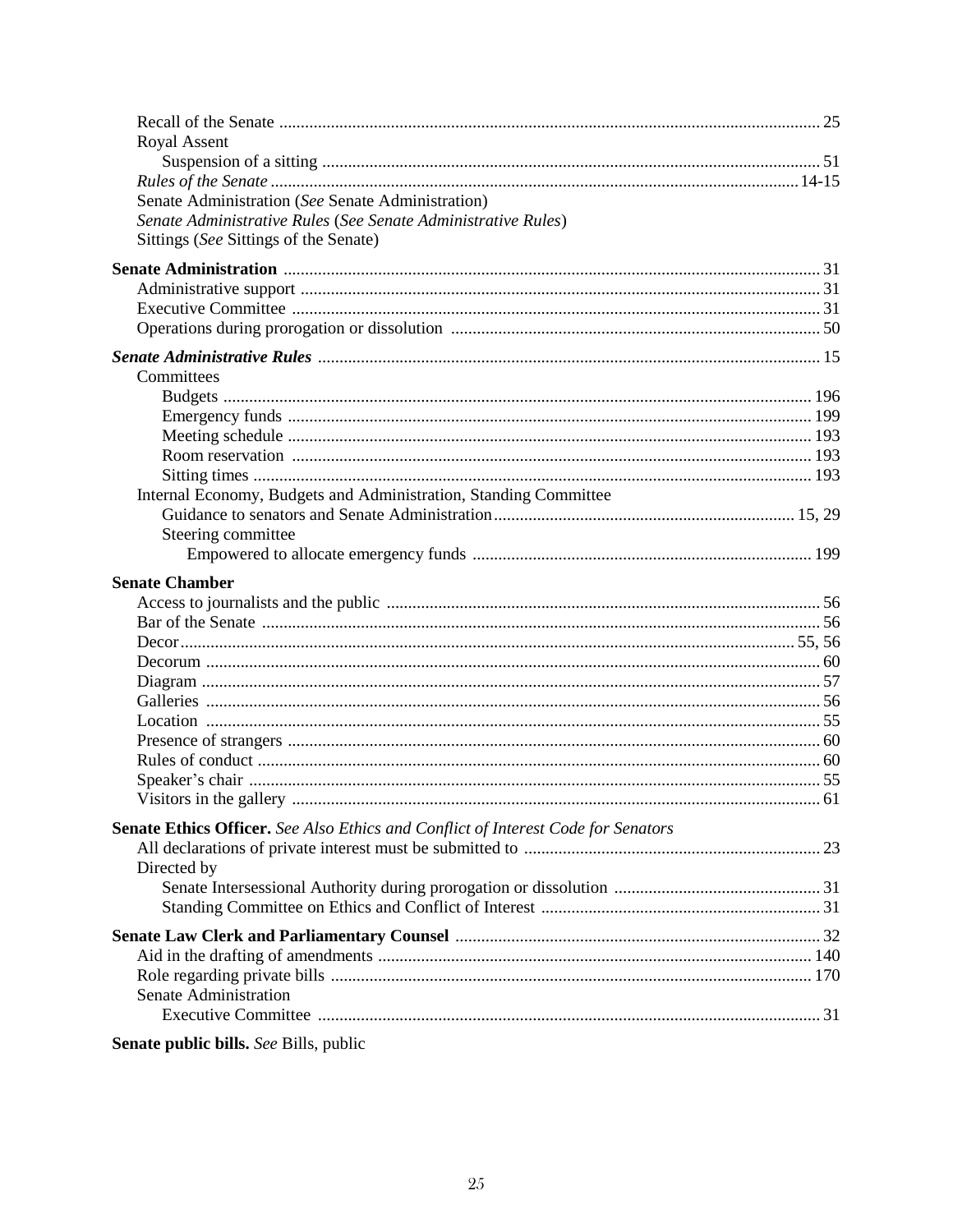Recall of the Senate ..... 25
Royal Assent
Suspension of a sitting ..... 51
*Rules of the Senate* ..... 14-15
Senate Administration (*See* Senate Administration)
*Senate Administrative Rules* (*See Senate Administrative Rules*)
Sittings (*See* Sittings of the Senate)

**Senate Administration** ..... 31
Administrative support ..... 31
Executive Committee ..... 31
Operations during prorogation or dissolution ..... 50

***Senate Administrative Rules*** ..... 15
Committees
Budgets ..... 196
Emergency funds ..... 199
Meeting schedule ..... 193
Room reservation ..... 193
Sitting times ..... 193
Internal Economy, Budgets and Administration, Standing Committee
Guidance to senators and Senate Administration ..... 15, 29
Steering committee
Empowered to allocate emergency funds ..... 199

**Senate Chamber**
Access to journalists and the public ..... 56
Bar of the Senate ..... 56
Decor ..... 55, 56
Decorum ..... 60
Diagram ..... 57
Galleries ..... 56
Location ..... 55
Presence of strangers ..... 60
Rules of conduct ..... 60
Speaker's chair ..... 55
Visitors in the gallery ..... 61

**Senate Ethics Officer.** *See Also Ethics and Conflict of Interest Code for Senators*
All declarations of private interest must be submitted to ..... 23
Directed by
Senate Intersessional Authority during prorogation or dissolution ..... 31
Standing Committee on Ethics and Conflict of Interest ..... 31

**Senate Law Clerk and Parliamentary Counsel** ..... 32
Aid in the drafting of amendments ..... 140
Role regarding private bills ..... 170
Senate Administration
Executive Committee ..... 31

**Senate public bills.** *See* Bills, public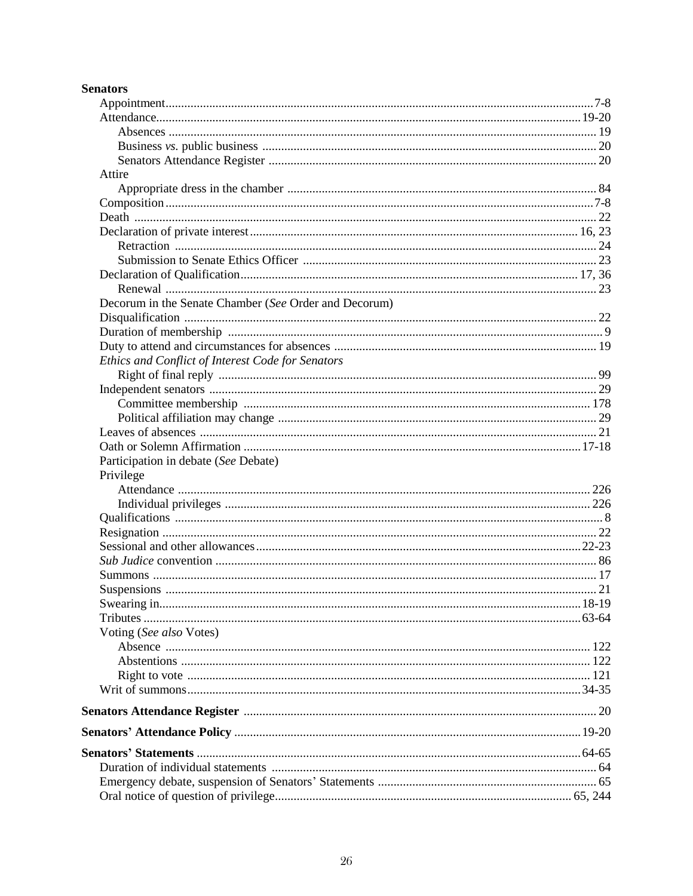**Senators**

- Appointment ... 7-8
- Attendance ... 19-20
  - Absences ... 19
  - Business *vs.* public business ... 20
  - Senators Attendance Register ... 20
- Attire
  - Appropriate dress in the chamber ... 84
- Composition ... 7-8
- Death ... 22
- Declaration of private interest ... 16, 23
  - Retraction ... 24
  - Submission to Senate Ethics Officer ... 23
- Declaration of Qualification ... 17, 36
  - Renewal ... 23
- Decorum in the Senate Chamber (*See* Order and Decorum)
- Disqualification ... 22
- Duration of membership ... 9
- Duty to attend and circumstances for absences ... 19
- *Ethics and Conflict of Interest Code for Senators*
  - Right of final reply ... 99
- Independent senators ... 29
  - Committee membership ... 178
  - Political affiliation may change ... 29
- Leaves of absences ... 21
- Oath or Solemn Affirmation ... 17-18
- Participation in debate (*See* Debate)
- Privilege
  - Attendance ... 226
  - Individual privileges ... 226
- Qualifications ... 8
- Resignation ... 22
- Sessional and other allowances ... 22-23
- *Sub Judice* convention ... 86
- Summons ... 17
- Suspensions ... 21
- Swearing in ... 18-19
- Tributes ... 63-64
- Voting (*See also* Votes)
  - Absence ... 122
  - Abstentions ... 122
  - Right to vote ... 121
- Writ of summons ... 34-35

**Senators Attendance Register** ... 20

**Senators' Attendance Policy** ... 19-20

**Senators' Statements** ... 64-65

- Duration of individual statements ... 64
- Emergency debate, suspension of Senators' Statements ... 65
- Oral notice of question of privilege ... 65, 244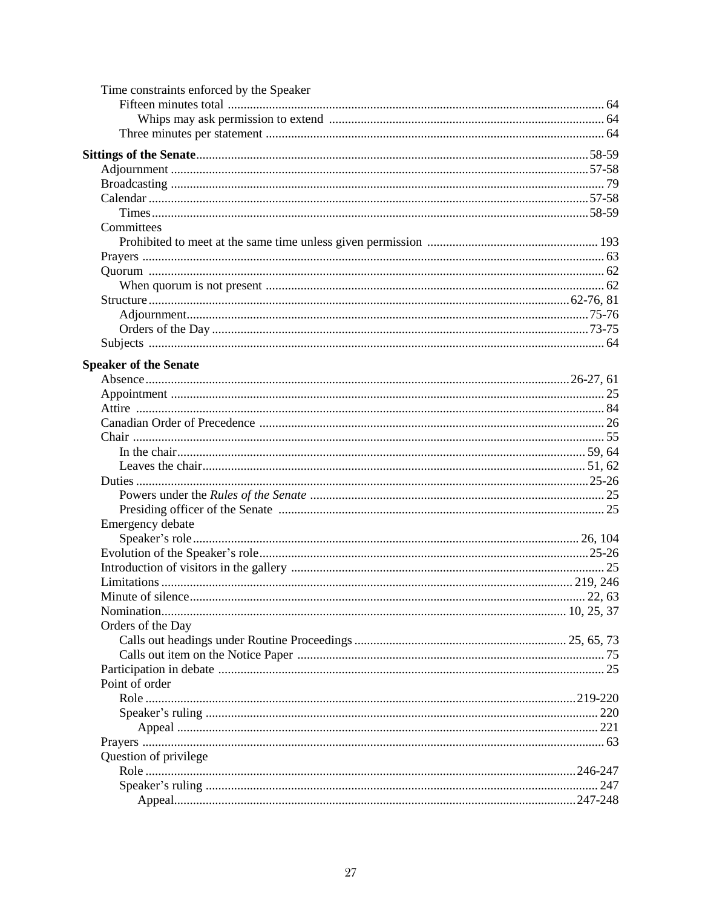Time constraints enforced by the Speaker
- Fifteen minutes total ..................................................................................................... 64
  - Whips may ask permission to extend ..................................................................... 64
- Three minutes per statement .......................................................................................... 64

**Sittings of the Senate**..........................................................................................................58-59
- Adjournment ...................................................................................................................57-58
- Broadcasting ...................................................................................................................... 79
- Calendar ..........................................................................................................................57-58
  - Times.........................................................................................................................58-59
- Committees
  - Prohibited to meet at the same time unless given permission ...................................................... 193
- Prayers ................................................................................................................................ 63
- Quorum ............................................................................................................................... 62
  - When quorum is not present .......................................................................................... 62
- Structure ....................................................................................................................62-76, 81
  - Adjournment.............................................................................................................75-76
  - Orders of the Day ......................................................................................................73-75
- Subjects ............................................................................................................................... 64

**Speaker of the Senate**
- Absence..................................................................................................................26-27, 61
- Appointment ........................................................................................................................ 25
- Attire .................................................................................................................................. 84
- Canadian Order of Precedence ........................................................................................... 26
- Chair .................................................................................................................................... 55
  - In the chair............................................................................................................... 59, 64
  - Leaves the chair........................................................................................................ 51, 62
- Duties .............................................................................................................................25-26
  - Powers under the *Rules of the Senate* ............................................................................ 25
  - Presiding officer of the Senate ..................................................................................... 25
- Emergency debate
  - Speaker's role ......................................................................................................... 26, 104
- Evolution of the Speaker's role.......................................................................................25-26
- Introduction of visitors in the gallery ................................................................................. 25
- Limitations................................................................................................................ 219, 246
- Minute of silence........................................................................................................... 22, 63
- Nomination............................................................................................................. 10, 25, 37
- Orders of the Day
  - Calls out headings under Routine Proceedings .................................................................. 25, 65, 73
  - Calls out item on the Notice Paper ................................................................................. 75
- Participation in debate ........................................................................................................ 25
- Point of order
  - Role .......................................................................................................................219-220
  - Speaker's ruling .......................................................................................................... 220
    - Appeal ................................................................................................................... 221
- Prayers ................................................................................................................................. 63
- Question of privilege
  - Role .......................................................................................................................246-247
  - Speaker's ruling .......................................................................................................... 247
    - Appeal...............................................................................................................247-248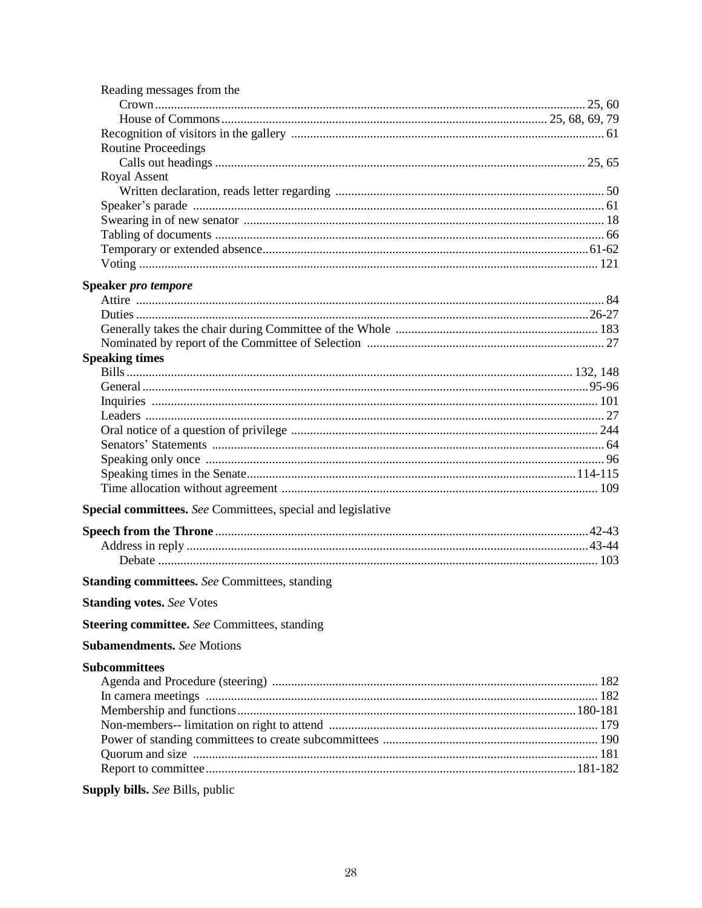Reading messages from the
- Crown ........ 25, 60
- House of Commons ........ 25, 68, 69, 79

Recognition of visitors in the gallery ........ 61

Routine Proceedings
- Calls out headings ........ 25, 65

Royal Assent
- Written declaration, reads letter regarding ........ 50

Speaker's parade ........ 61

Swearing in of new senator ........ 18

Tabling of documents ........ 66

Temporary or extended absence ........ 61-62

Voting ........ 121

**Speaker *pro tempore***

Attire ........ 84

Duties ........ 26-27

Generally takes the chair during Committee of the Whole ........ 183

Nominated by report of the Committee of Selection ........ 27

**Speaking times**

Bills ........ 132, 148

General ........ 95-96

Inquiries ........ 101

Leaders ........ 27

Oral notice of a question of privilege ........ 244

Senators' Statements ........ 64

Speaking only once ........ 96

Speaking times in the Senate ........ 114-115

Time allocation without agreement ........ 109

**Special committees.** *See* Committees, special and legislative

**Speech from the Throne** ........ 42-43

Address in reply ........ 43-44
- Debate ........ 103

**Standing committees.** *See* Committees, standing

**Standing votes.** *See* Votes

**Steering committee.** *See* Committees, standing

**Subamendments.** *See* Motions

**Subcommittees**

Agenda and Procedure (steering) ........ 182

In camera meetings ........ 182

Membership and functions ........ 180-181

Non-members-- limitation on right to attend ........ 179

Power of standing committees to create subcommittees ........ 190

Quorum and size ........ 181

Report to committee ........ 181-182

**Supply bills.** *See* Bills, public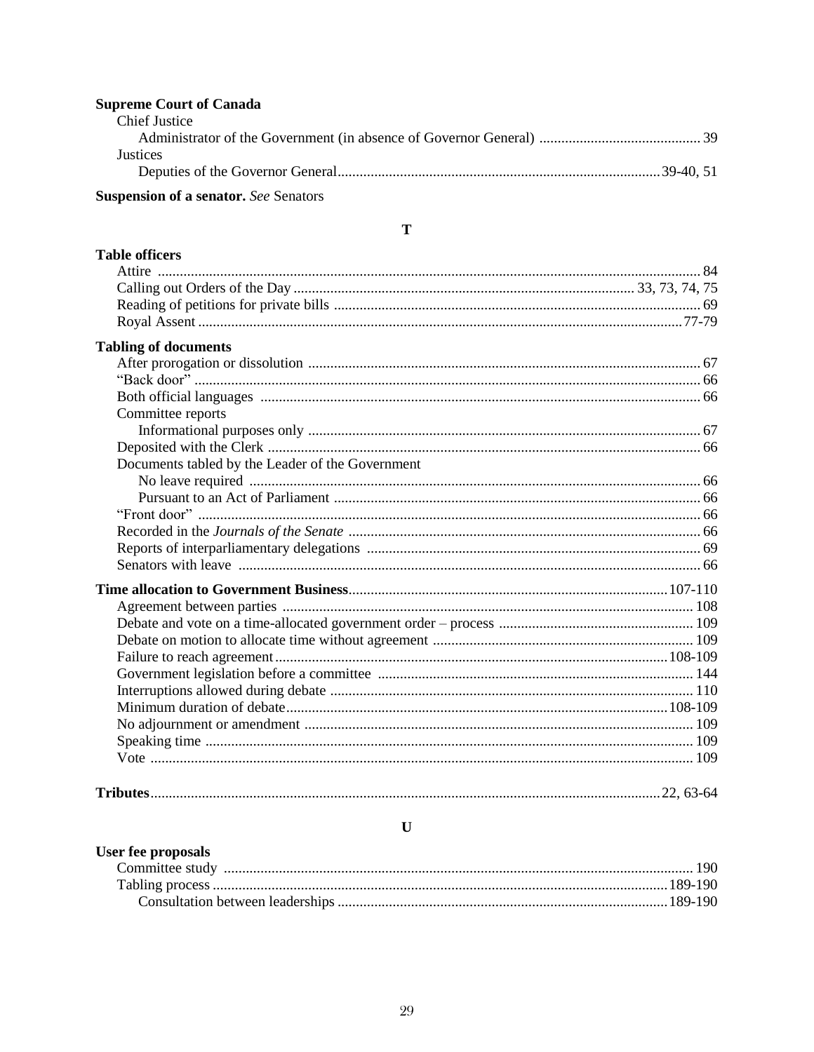**Supreme Court of Canada**

- Chief Justice
  - Administrator of the Government (in absence of Governor General) ... 39
- Justices
  - Deputies of the Governor General ... 39-40, 51

**Suspension of a senator.** *See* Senators

## T

**Table officers**

- Attire ... 84
- Calling out Orders of the Day ... 33, 73, 74, 75
- Reading of petitions for private bills ... 69
- Royal Assent ... 77-79

**Tabling of documents**

- After prorogation or dissolution ... 67
- "Back door" ... 66
- Both official languages ... 66
- Committee reports
  - Informational purposes only ... 67
- Deposited with the Clerk ... 66
- Documents tabled by the Leader of the Government
  - No leave required ... 66
  - Pursuant to an Act of Parliament ... 66
- "Front door" ... 66
- Recorded in the *Journals of the Senate* ... 66
- Reports of interparliamentary delegations ... 69
- Senators with leave ... 66

**Time allocation to Government Business** ... 107-110

- Agreement between parties ... 108
- Debate and vote on a time-allocated government order – process ... 109
- Debate on motion to allocate time without agreement ... 109
- Failure to reach agreement ... 108-109
- Government legislation before a committee ... 144
- Interruptions allowed during debate ... 110
- Minimum duration of debate ... 108-109
- No adjournment or amendment ... 109
- Speaking time ... 109
- Vote ... 109

**Tributes** ... 22, 63-64

## U

**User fee proposals**

- Committee study ... 190
- Tabling process ... 189-190
  - Consultation between leaderships ... 189-190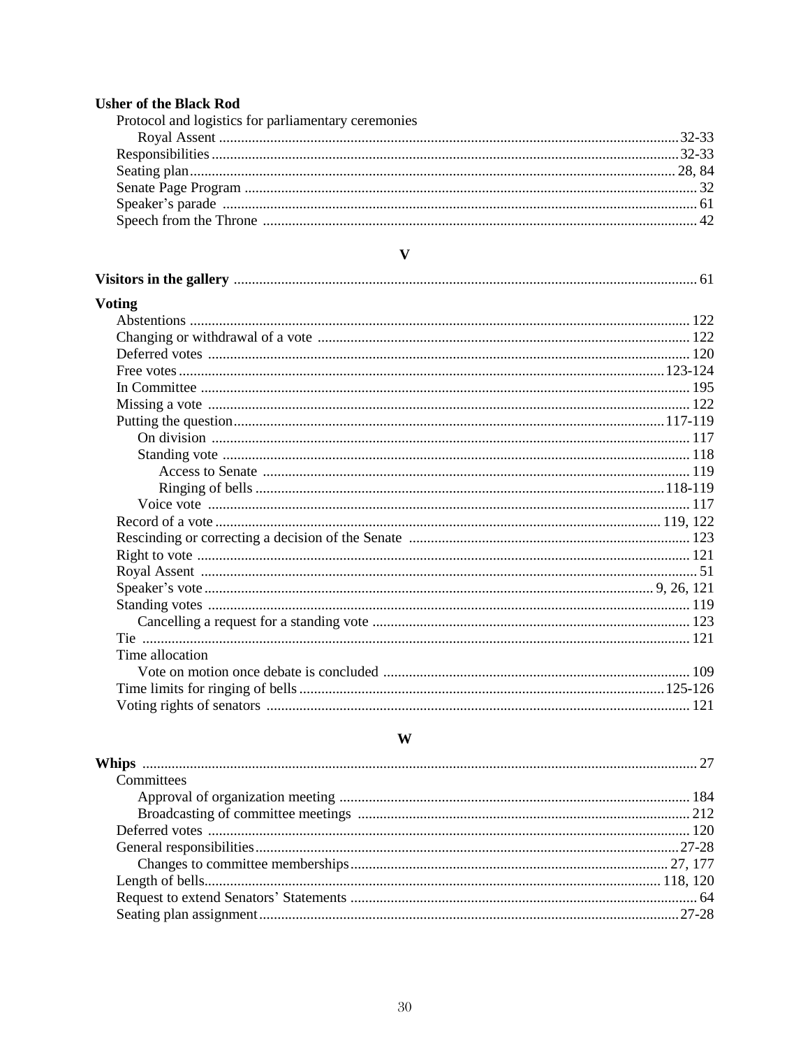**Usher of the Black Rod**

- Protocol and logistics for parliamentary ceremonies
  - Royal Assent ............ 32-33
- Responsibilities ............ 32-33
- Seating plan ............ 28, 84
- Senate Page Program ............ 32
- Speaker's parade ............ 61
- Speech from the Throne ............ 42

## V

**Visitors in the gallery** ............ 61

**Voting**

- Abstentions ............ 122
- Changing or withdrawal of a vote ............ 122
- Deferred votes ............ 120
- Free votes ............ 123-124
- In Committee ............ 195
- Missing a vote ............ 122
- Putting the question ............ 117-119
  - On division ............ 117
  - Standing vote ............ 118
    - Access to Senate ............ 119
    - Ringing of bells ............ 118-119
  - Voice vote ............ 117
- Record of a vote ............ 119, 122
- Rescinding or correcting a decision of the Senate ............ 123
- Right to vote ............ 121
- Royal Assent ............ 51
- Speaker's vote ............ 9, 26, 121
- Standing votes ............ 119
  - Cancelling a request for a standing vote ............ 123
- Tie ............ 121
- Time allocation
  - Vote on motion once debate is concluded ............ 109
- Time limits for ringing of bells ............ 125-126
- Voting rights of senators ............ 121

## W

**Whips** ............ 27

- Committees
  - Approval of organization meeting ............ 184
  - Broadcasting of committee meetings ............ 212
- Deferred votes ............ 120
- General responsibilities ............ 27-28
  - Changes to committee memberships ............ 27, 177
- Length of bells ............ 118, 120
- Request to extend Senators' Statements ............ 64
- Seating plan assignment ............ 27-28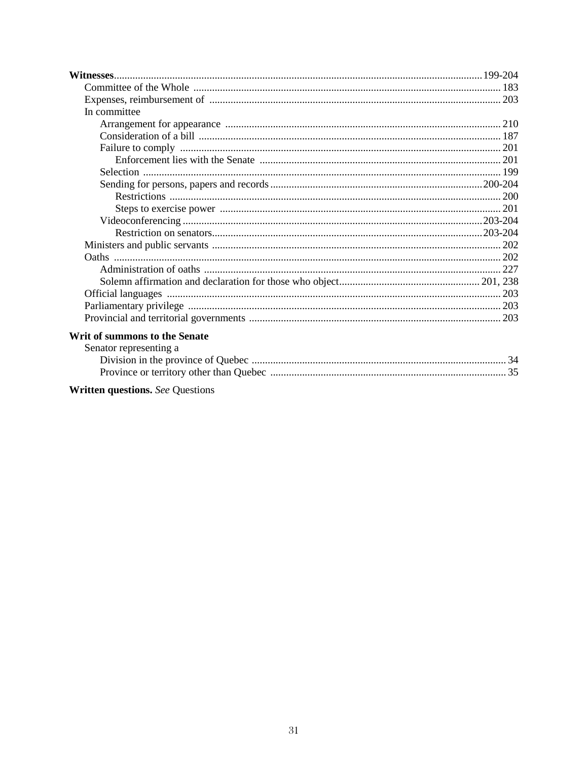**Witnesses** ........................................................ 199-204

- Committee of the Whole ........................................................ 183
- Expenses, reimbursement of ........................................................ 203
- In committee
  - Arrangement for appearance ........................................................ 210
  - Consideration of a bill ........................................................ 187
  - Failure to comply ........................................................ 201
    - Enforcement lies with the Senate ........................................................ 201
  - Selection ........................................................ 199
  - Sending for persons, papers and records ........................................................ 200-204
    - Restrictions ........................................................ 200
    - Steps to exercise power ........................................................ 201
  - Videoconferencing ........................................................ 203-204
    - Restriction on senators ........................................................ 203-204
- Ministers and public servants ........................................................ 202
- Oaths ........................................................ 202
  - Administration of oaths ........................................................ 227
  - Solemn affirmation and declaration for those who object ........................................................ 201, 238
- Official languages ........................................................ 203
- Parliamentary privilege ........................................................ 203
- Provincial and territorial governments ........................................................ 203

**Writ of summons to the Senate**

- Senator representing a
  - Division in the province of Quebec ........................................................ 34
  - Province or territory other than Quebec ........................................................ 35

**Written questions.** *See* Questions